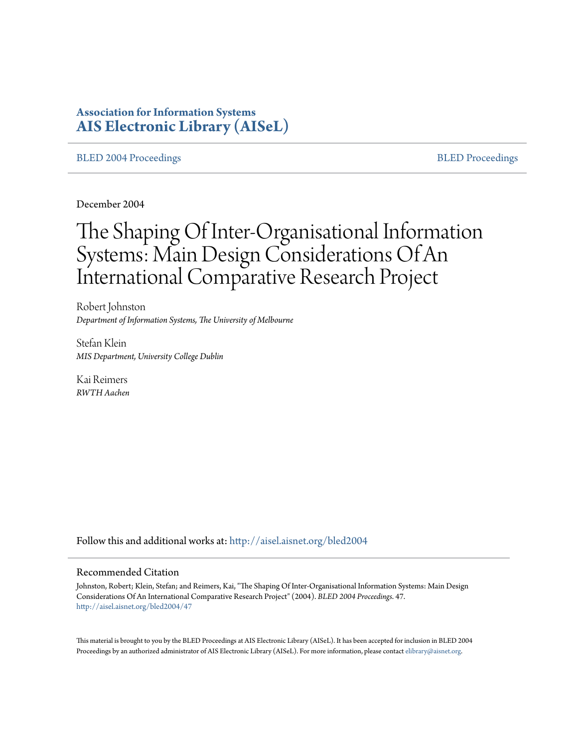**Association for Information Systems**
**AIS Electronic Library (AISeL)**

BLED 2004 Proceedings | BLED Proceedings

December 2004

# The Shaping Of Inter-Organisational Information Systems: Main Design Considerations Of An International Comparative Research Project

Robert Johnston
*Department of Information Systems, The University of Melbourne*

Stefan Klein
*MIS Department, University College Dublin*

Kai Reimers
*RWTH Aachen*

Follow this and additional works at: http://aisel.aisnet.org/bled2004

## Recommended Citation

Johnston, Robert; Klein, Stefan; and Reimers, Kai, "The Shaping Of Inter-Organisational Information Systems: Main Design Considerations Of An International Comparative Research Project" (2004). *BLED 2004 Proceedings*. 47.
http://aisel.aisnet.org/bled2004/47

This material is brought to you by the BLED Proceedings at AIS Electronic Library (AISeL). It has been accepted for inclusion in BLED 2004 Proceedings by an authorized administrator of AIS Electronic Library (AISeL). For more information, please contact elibrary@aisnet.org.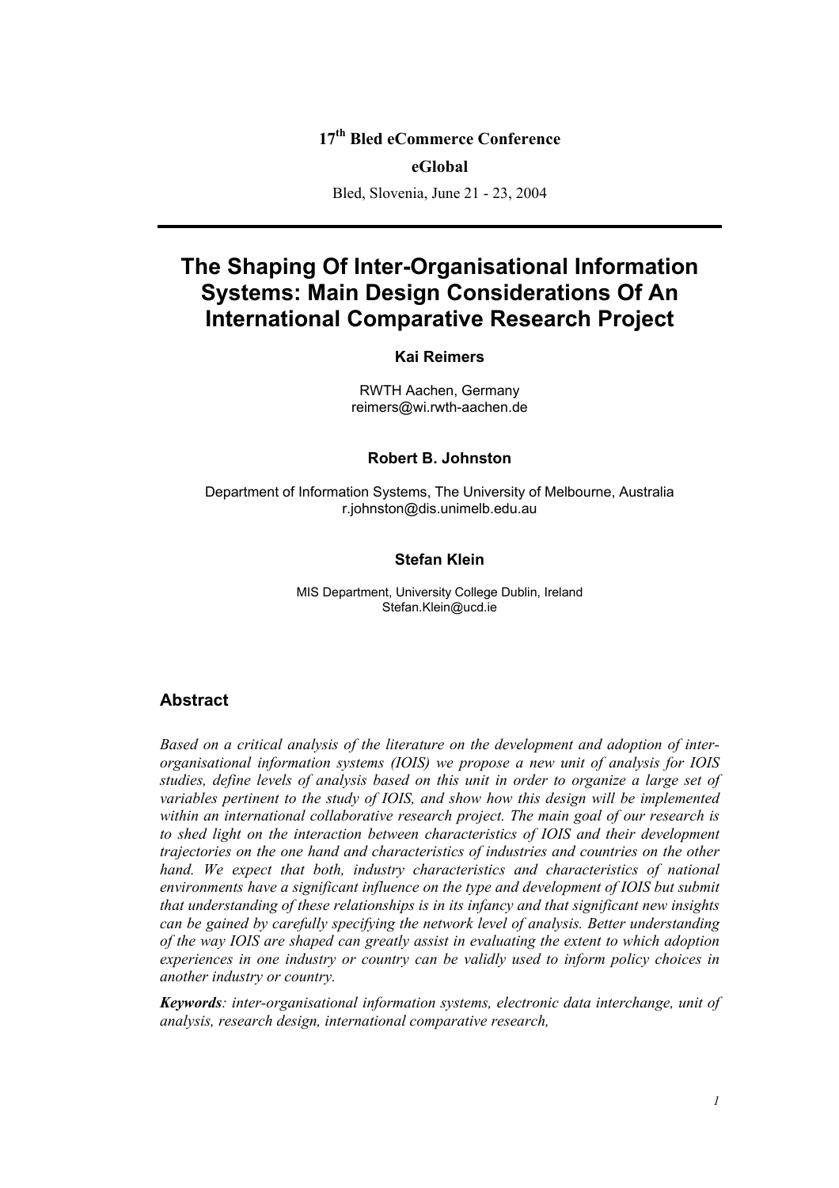17[th] Bled eCommerce Conference

**eGlobal**

Bled, Slovenia, June 21 - 23, 2004

# The Shaping Of Inter-Organisational Information Systems: Main Design Considerations Of An International Comparative Research Project

**Kai Reimers**

RWTH Aachen, Germany
reimers@wi.rwth-aachen.de

**Robert B. Johnston**

Department of Information Systems, The University of Melbourne, Australia
r.johnston@dis.unimelb.edu.au

**Stefan Klein**

MIS Department, University College Dublin, Ireland
Stefan.Klein@ucd.ie

## Abstract

*Based on a critical analysis of the literature on the development and adoption of inter-organisational information systems (IOIS) we propose a new unit of analysis for IOIS studies, define levels of analysis based on this unit in order to organize a large set of variables pertinent to the study of IOIS, and show how this design will be implemented within an international collaborative research project. The main goal of our research is to shed light on the interaction between characteristics of IOIS and their development trajectories on the one hand and characteristics of industries and countries on the other hand. We expect that both, industry characteristics and characteristics of national environments have a significant influence on the type and development of IOIS but submit that understanding of these relationships is in its infancy and that significant new insights can be gained by carefully specifying the network level of analysis. Better understanding of the way IOIS are shaped can greatly assist in evaluating the extent to which adoption experiences in one industry or country can be validly used to inform policy choices in another industry or country.*

***Keywords****: inter-organisational information systems, electronic data interchange, unit of analysis, research design, international comparative research,*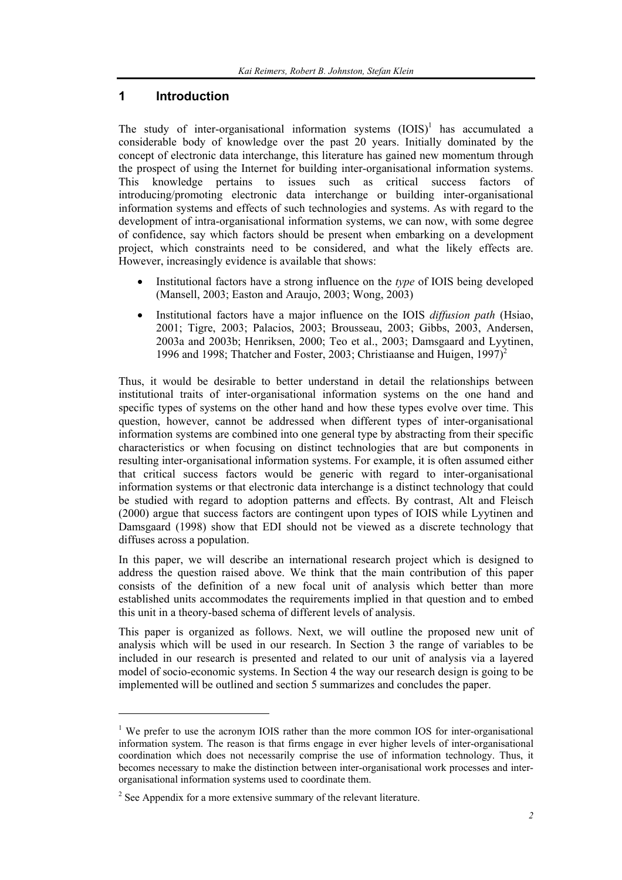# 1 Introduction

The study of inter-organisational information systems (IOIS)[1] has accumulated a considerable body of knowledge over the past 20 years. Initially dominated by the concept of electronic data interchange, this literature has gained new momentum through the prospect of using the Internet for building inter-organisational information systems. This knowledge pertains to issues such as critical success factors of introducing/promoting electronic data interchange or building inter-organisational information systems and effects of such technologies and systems. As with regard to the development of intra-organisational information systems, we can now, with some degree of confidence, say which factors should be present when embarking on a development project, which constraints need to be considered, and what the likely effects are. However, increasingly evidence is available that shows:

- Institutional factors have a strong influence on the *type* of IOIS being developed (Mansell, 2003; Easton and Araujo, 2003; Wong, 2003)
- Institutional factors have a major influence on the IOIS *diffusion path* (Hsiao, 2001; Tigre, 2003; Palacios, 2003; Brousseau, 2003; Gibbs, 2003, Andersen, 2003a and 2003b; Henriksen, 2000; Teo et al., 2003; Damsgaard and Lyytinen, 1996 and 1998; Thatcher and Foster, 2003; Christiaanse and Huigen, 1997)[2]

Thus, it would be desirable to better understand in detail the relationships between institutional traits of inter-organisational information systems on the one hand and specific types of systems on the other hand and how these types evolve over time. This question, however, cannot be addressed when different types of inter-organisational information systems are combined into one general type by abstracting from their specific characteristics or when focusing on distinct technologies that are but components in resulting inter-organisational information systems. For example, it is often assumed either that critical success factors would be generic with regard to inter-organisational information systems or that electronic data interchange is a distinct technology that could be studied with regard to adoption patterns and effects. By contrast, Alt and Fleisch (2000) argue that success factors are contingent upon types of IOIS while Lyytinen and Damsgaard (1998) show that EDI should not be viewed as a discrete technology that diffuses across a population.

In this paper, we will describe an international research project which is designed to address the question raised above. We think that the main contribution of this paper consists of the definition of a new focal unit of analysis which better than more established units accommodates the requirements implied in that question and to embed this unit in a theory-based schema of different levels of analysis.

This paper is organized as follows. Next, we will outline the proposed new unit of analysis which will be used in our research. In Section 3 the range of variables to be included in our research is presented and related to our unit of analysis via a layered model of socio-economic systems. In Section 4 the way our research design is going to be implemented will be outlined and section 5 summarizes and concludes the paper.

---

[1] We prefer to use the acronym IOIS rather than the more common IOS for inter-organisational information system. The reason is that firms engage in ever higher levels of inter-organisational coordination which does not necessarily comprise the use of information technology. Thus, it becomes necessary to make the distinction between inter-organisational work processes and inter-organisational information systems used to coordinate them.

[2] See Appendix for a more extensive summary of the relevant literature.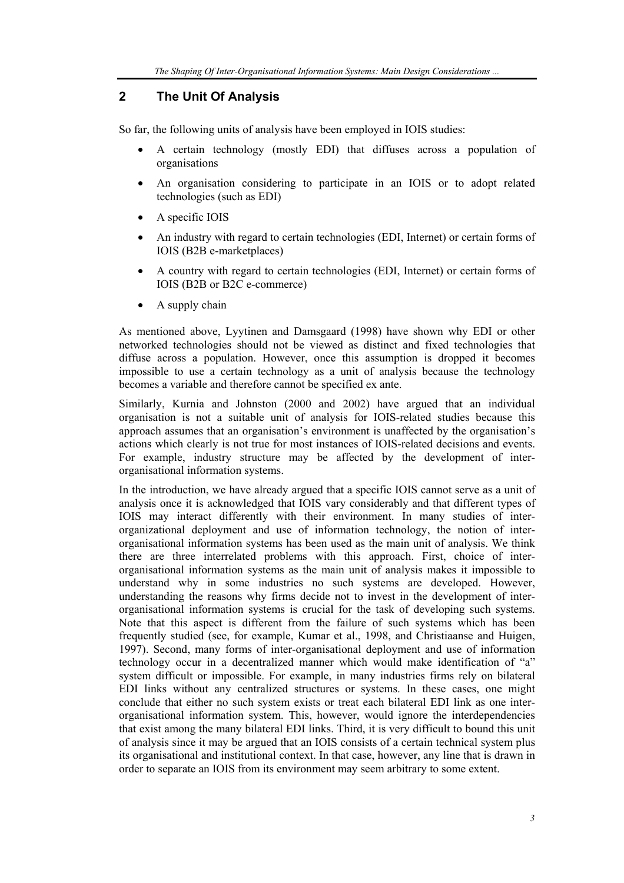## 2 The Unit Of Analysis

So far, the following units of analysis have been employed in IOIS studies:

- A certain technology (mostly EDI) that diffuses across a population of organisations
- An organisation considering to participate in an IOIS or to adopt related technologies (such as EDI)
- A specific IOIS
- An industry with regard to certain technologies (EDI, Internet) or certain forms of IOIS (B2B e-marketplaces)
- A country with regard to certain technologies (EDI, Internet) or certain forms of IOIS (B2B or B2C e-commerce)
- A supply chain

As mentioned above, Lyytinen and Damsgaard (1998) have shown why EDI or other networked technologies should not be viewed as distinct and fixed technologies that diffuse across a population. However, once this assumption is dropped it becomes impossible to use a certain technology as a unit of analysis because the technology becomes a variable and therefore cannot be specified ex ante.

Similarly, Kurnia and Johnston (2000 and 2002) have argued that an individual organisation is not a suitable unit of analysis for IOIS-related studies because this approach assumes that an organisation's environment is unaffected by the organisation's actions which clearly is not true for most instances of IOIS-related decisions and events. For example, industry structure may be affected by the development of inter-organisational information systems.

In the introduction, we have already argued that a specific IOIS cannot serve as a unit of analysis once it is acknowledged that IOIS vary considerably and that different types of IOIS may interact differently with their environment. In many studies of inter-organizational deployment and use of information technology, the notion of inter-organisational information systems has been used as the main unit of analysis. We think there are three interrelated problems with this approach. First, choice of inter-organisational information systems as the main unit of analysis makes it impossible to understand why in some industries no such systems are developed. However, understanding the reasons why firms decide not to invest in the development of inter-organisational information systems is crucial for the task of developing such systems. Note that this aspect is different from the failure of such systems which has been frequently studied (see, for example, Kumar et al., 1998, and Christiaanse and Huigen, 1997). Second, many forms of inter-organisational deployment and use of information technology occur in a decentralized manner which would make identification of "a" system difficult or impossible. For example, in many industries firms rely on bilateral EDI links without any centralized structures or systems. In these cases, one might conclude that either no such system exists or treat each bilateral EDI link as one inter-organisational information system. This, however, would ignore the interdependencies that exist among the many bilateral EDI links. Third, it is very difficult to bound this unit of analysis since it may be argued that an IOIS consists of a certain technical system plus its organisational and institutional context. In that case, however, any line that is drawn in order to separate an IOIS from its environment may seem arbitrary to some extent.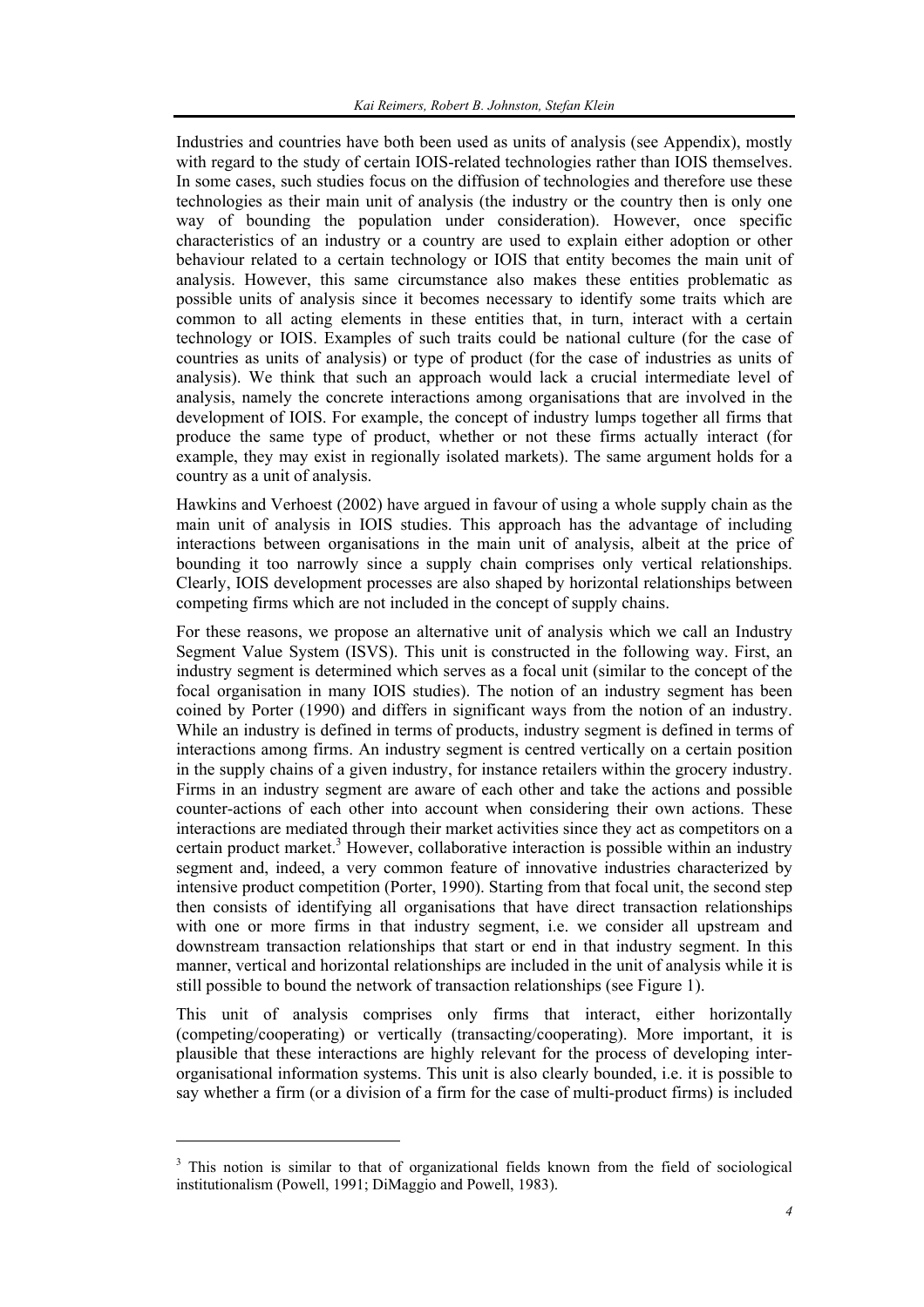Industries and countries have both been used as units of analysis (see Appendix), mostly with regard to the study of certain IOIS-related technologies rather than IOIS themselves. In some cases, such studies focus on the diffusion of technologies and therefore use these technologies as their main unit of analysis (the industry or the country then is only one way of bounding the population under consideration). However, once specific characteristics of an industry or a country are used to explain either adoption or other behaviour related to a certain technology or IOIS that entity becomes the main unit of analysis. However, this same circumstance also makes these entities problematic as possible units of analysis since it becomes necessary to identify some traits which are common to all acting elements in these entities that, in turn, interact with a certain technology or IOIS. Examples of such traits could be national culture (for the case of countries as units of analysis) or type of product (for the case of industries as units of analysis). We think that such an approach would lack a crucial intermediate level of analysis, namely the concrete interactions among organisations that are involved in the development of IOIS. For example, the concept of industry lumps together all firms that produce the same type of product, whether or not these firms actually interact (for example, they may exist in regionally isolated markets). The same argument holds for a country as a unit of analysis.

Hawkins and Verhoest (2002) have argued in favour of using a whole supply chain as the main unit of analysis in IOIS studies. This approach has the advantage of including interactions between organisations in the main unit of analysis, albeit at the price of bounding it too narrowly since a supply chain comprises only vertical relationships. Clearly, IOIS development processes are also shaped by horizontal relationships between competing firms which are not included in the concept of supply chains.

For these reasons, we propose an alternative unit of analysis which we call an Industry Segment Value System (ISVS). This unit is constructed in the following way. First, an industry segment is determined which serves as a focal unit (similar to the concept of the focal organisation in many IOIS studies). The notion of an industry segment has been coined by Porter (1990) and differs in significant ways from the notion of an industry. While an industry is defined in terms of products, industry segment is defined in terms of interactions among firms. An industry segment is centred vertically on a certain position in the supply chains of a given industry, for instance retailers within the grocery industry. Firms in an industry segment are aware of each other and take the actions and possible counter-actions of each other into account when considering their own actions. These interactions are mediated through their market activities since they act as competitors on a certain product market.[3] However, collaborative interaction is possible within an industry segment and, indeed, a very common feature of innovative industries characterized by intensive product competition (Porter, 1990). Starting from that focal unit, the second step then consists of identifying all organisations that have direct transaction relationships with one or more firms in that industry segment, i.e. we consider all upstream and downstream transaction relationships that start or end in that industry segment. In this manner, vertical and horizontal relationships are included in the unit of analysis while it is still possible to bound the network of transaction relationships (see Figure 1).

This unit of analysis comprises only firms that interact, either horizontally (competing/cooperating) or vertically (transacting/cooperating). More important, it is plausible that these interactions are highly relevant for the process of developing inter-organisational information systems. This unit is also clearly bounded, i.e. it is possible to say whether a firm (or a division of a firm for the case of multi-product firms) is included

---

[3] This notion is similar to that of organizational fields known from the field of sociological institutionalism (Powell, 1991; DiMaggio and Powell, 1983).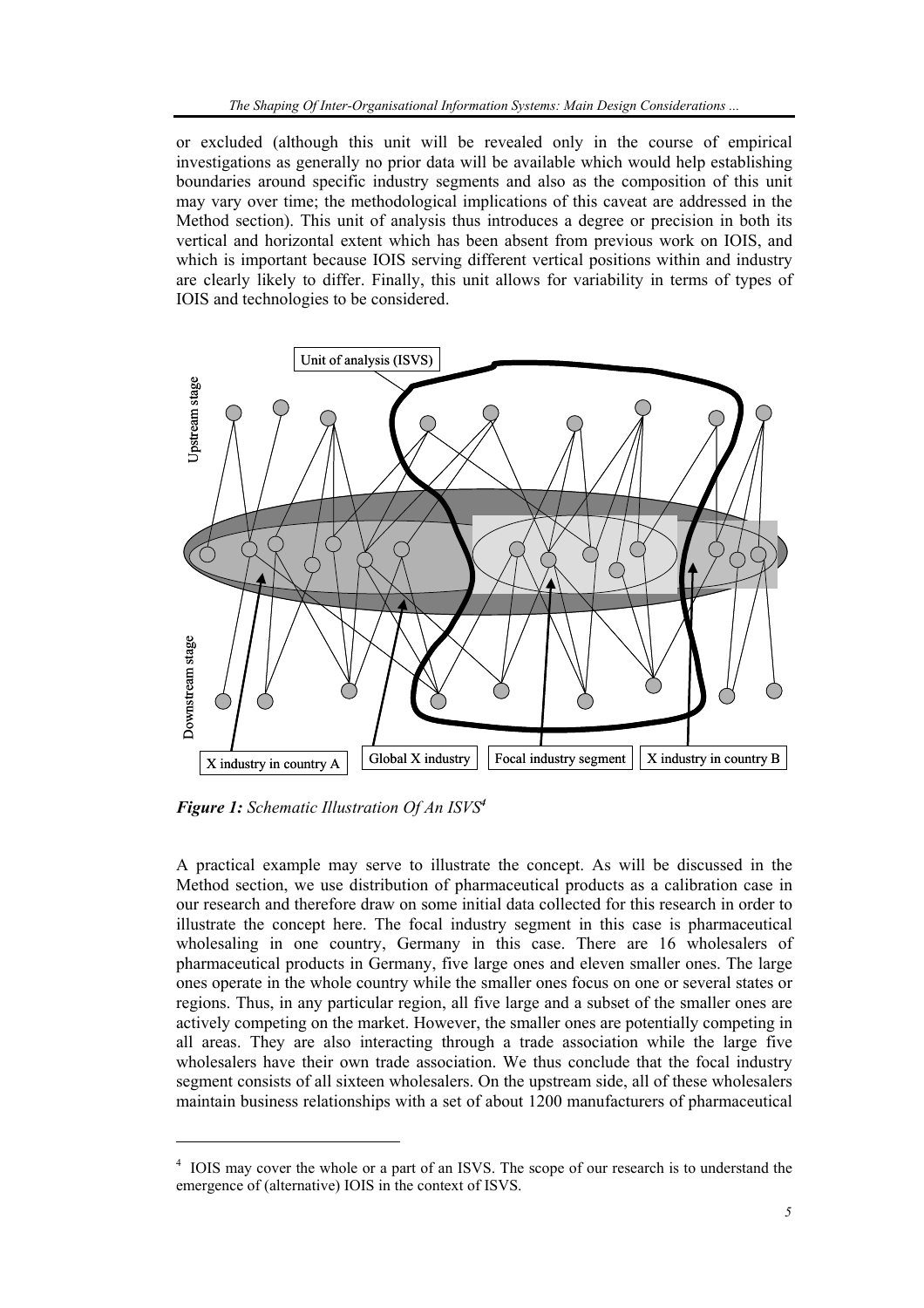or excluded (although this unit will be revealed only in the course of empirical investigations as generally no prior data will be available which would help establishing boundaries around specific industry segments and also as the composition of this unit may vary over time; the methodological implications of this caveat are addressed in the Method section). This unit of analysis thus introduces a degree or precision in both its vertical and horizontal extent which has been absent from previous work on IOIS, and which is important because IOIS serving different vertical positions within and industry are clearly likely to differ. Finally, this unit allows for variability in terms of types of IOIS and technologies to be considered.

***Figure 1:*** *Schematic Illustration Of An ISVS*[4]

A practical example may serve to illustrate the concept. As will be discussed in the Method section, we use distribution of pharmaceutical products as a calibration case in our research and therefore draw on some initial data collected for this research in order to illustrate the concept here. The focal industry segment in this case is pharmaceutical wholesaling in one country, Germany in this case. There are 16 wholesalers of pharmaceutical products in Germany, five large ones and eleven smaller ones. The large ones operate in the whole country while the smaller ones focus on one or several states or regions. Thus, in any particular region, all five large and a subset of the smaller ones are actively competing on the market. However, the smaller ones are potentially competing in all areas. They are also interacting through a trade association while the large five wholesalers have their own trade association. We thus conclude that the focal industry segment consists of all sixteen wholesalers. On the upstream side, all of these wholesalers maintain business relationships with a set of about 1200 manufacturers of pharmaceutical

[4] IOIS may cover the whole or a part of an ISVS. The scope of our research is to understand the emergence of (alternative) IOIS in the context of ISVS.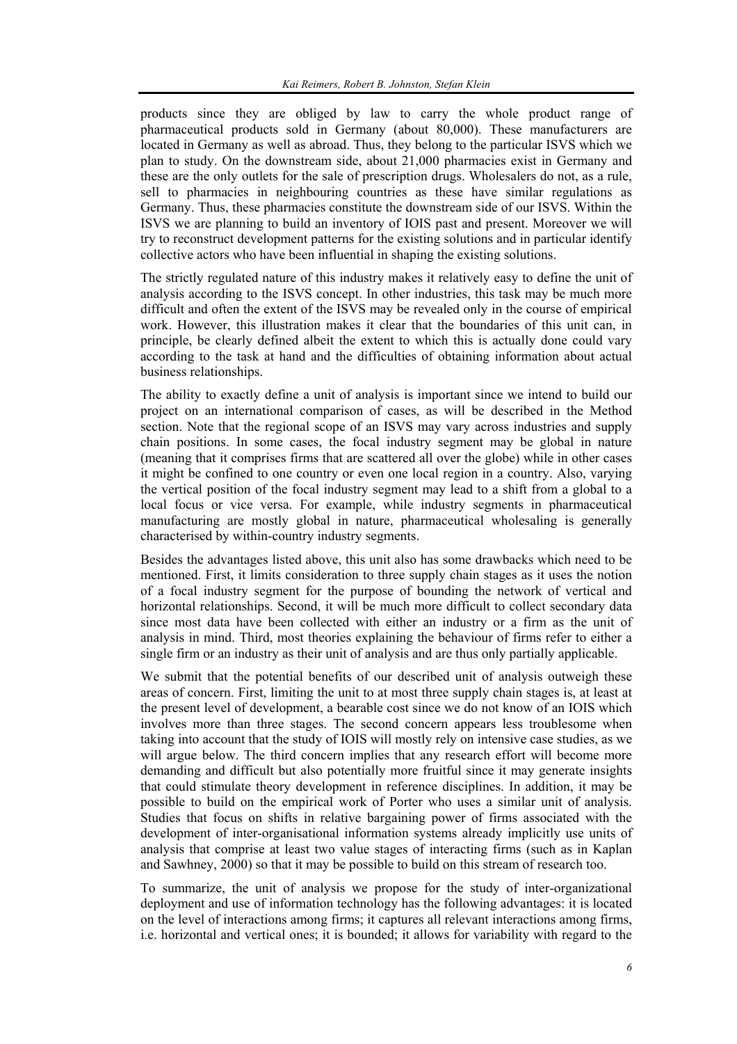products since they are obliged by law to carry the whole product range of pharmaceutical products sold in Germany (about 80,000). These manufacturers are located in Germany as well as abroad. Thus, they belong to the particular ISVS which we plan to study. On the downstream side, about 21,000 pharmacies exist in Germany and these are the only outlets for the sale of prescription drugs. Wholesalers do not, as a rule, sell to pharmacies in neighbouring countries as these have similar regulations as Germany. Thus, these pharmacies constitute the downstream side of our ISVS. Within the ISVS we are planning to build an inventory of IOIS past and present. Moreover we will try to reconstruct development patterns for the existing solutions and in particular identify collective actors who have been influential in shaping the existing solutions.

The strictly regulated nature of this industry makes it relatively easy to define the unit of analysis according to the ISVS concept. In other industries, this task may be much more difficult and often the extent of the ISVS may be revealed only in the course of empirical work. However, this illustration makes it clear that the boundaries of this unit can, in principle, be clearly defined albeit the extent to which this is actually done could vary according to the task at hand and the difficulties of obtaining information about actual business relationships.

The ability to exactly define a unit of analysis is important since we intend to build our project on an international comparison of cases, as will be described in the Method section. Note that the regional scope of an ISVS may vary across industries and supply chain positions. In some cases, the focal industry segment may be global in nature (meaning that it comprises firms that are scattered all over the globe) while in other cases it might be confined to one country or even one local region in a country. Also, varying the vertical position of the focal industry segment may lead to a shift from a global to a local focus or vice versa. For example, while industry segments in pharmaceutical manufacturing are mostly global in nature, pharmaceutical wholesaling is generally characterised by within-country industry segments.

Besides the advantages listed above, this unit also has some drawbacks which need to be mentioned. First, it limits consideration to three supply chain stages as it uses the notion of a focal industry segment for the purpose of bounding the network of vertical and horizontal relationships. Second, it will be much more difficult to collect secondary data since most data have been collected with either an industry or a firm as the unit of analysis in mind. Third, most theories explaining the behaviour of firms refer to either a single firm or an industry as their unit of analysis and are thus only partially applicable.

We submit that the potential benefits of our described unit of analysis outweigh these areas of concern. First, limiting the unit to at most three supply chain stages is, at least at the present level of development, a bearable cost since we do not know of an IOIS which involves more than three stages. The second concern appears less troublesome when taking into account that the study of IOIS will mostly rely on intensive case studies, as we will argue below. The third concern implies that any research effort will become more demanding and difficult but also potentially more fruitful since it may generate insights that could stimulate theory development in reference disciplines. In addition, it may be possible to build on the empirical work of Porter who uses a similar unit of analysis. Studies that focus on shifts in relative bargaining power of firms associated with the development of inter-organisational information systems already implicitly use units of analysis that comprise at least two value stages of interacting firms (such as in Kaplan and Sawhney, 2000) so that it may be possible to build on this stream of research too.

To summarize, the unit of analysis we propose for the study of inter-organizational deployment and use of information technology has the following advantages: it is located on the level of interactions among firms; it captures all relevant interactions among firms, i.e. horizontal and vertical ones; it is bounded; it allows for variability with regard to the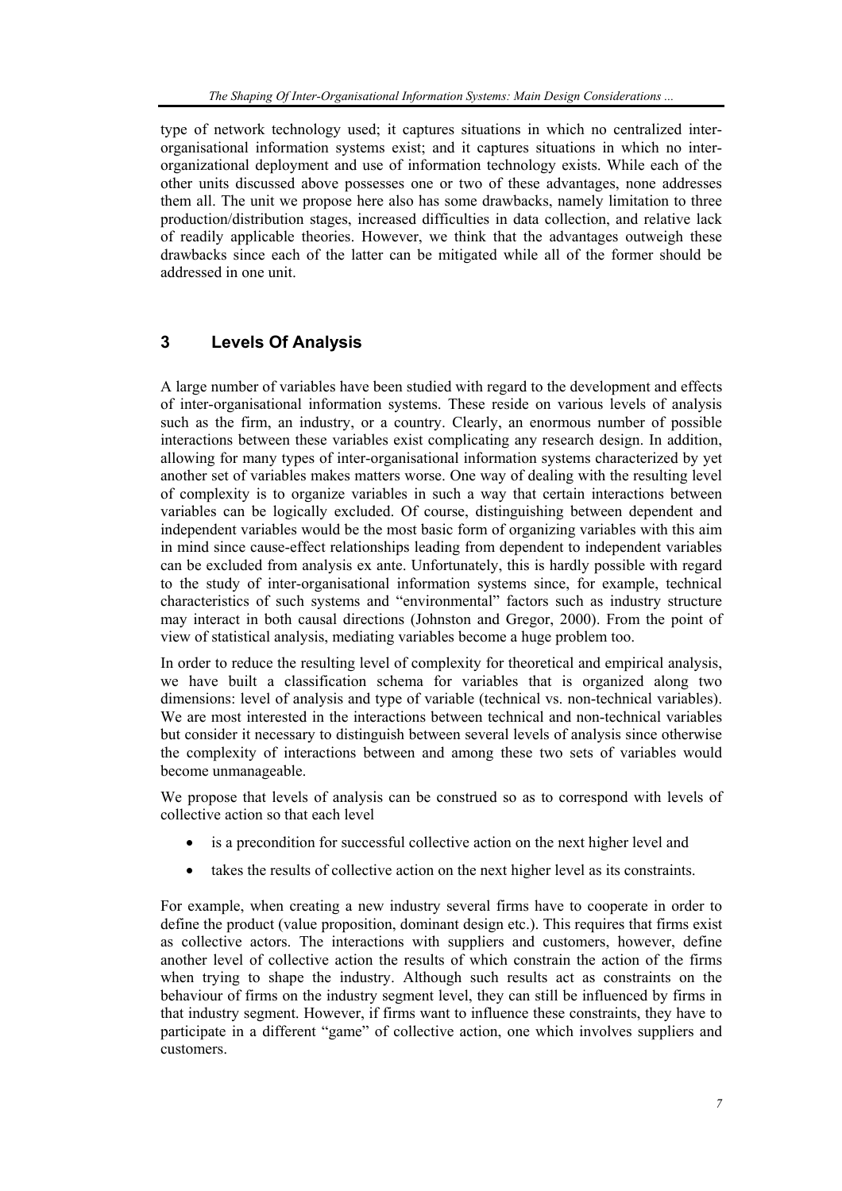type of network technology used; it captures situations in which no centralized inter-organisational information systems exist; and it captures situations in which no inter-organizational deployment and use of information technology exists. While each of the other units discussed above possesses one or two of these advantages, none addresses them all. The unit we propose here also has some drawbacks, namely limitation to three production/distribution stages, increased difficulties in data collection, and relative lack of readily applicable theories. However, we think that the advantages outweigh these drawbacks since each of the latter can be mitigated while all of the former should be addressed in one unit.

## 3 Levels Of Analysis

A large number of variables have been studied with regard to the development and effects of inter-organisational information systems. These reside on various levels of analysis such as the firm, an industry, or a country. Clearly, an enormous number of possible interactions between these variables exist complicating any research design. In addition, allowing for many types of inter-organisational information systems characterized by yet another set of variables makes matters worse. One way of dealing with the resulting level of complexity is to organize variables in such a way that certain interactions between variables can be logically excluded. Of course, distinguishing between dependent and independent variables would be the most basic form of organizing variables with this aim in mind since cause-effect relationships leading from dependent to independent variables can be excluded from analysis ex ante. Unfortunately, this is hardly possible with regard to the study of inter-organisational information systems since, for example, technical characteristics of such systems and "environmental" factors such as industry structure may interact in both causal directions (Johnston and Gregor, 2000). From the point of view of statistical analysis, mediating variables become a huge problem too.

In order to reduce the resulting level of complexity for theoretical and empirical analysis, we have built a classification schema for variables that is organized along two dimensions: level of analysis and type of variable (technical vs. non-technical variables). We are most interested in the interactions between technical and non-technical variables but consider it necessary to distinguish between several levels of analysis since otherwise the complexity of interactions between and among these two sets of variables would become unmanageable.

We propose that levels of analysis can be construed so as to correspond with levels of collective action so that each level

- is a precondition for successful collective action on the next higher level and
- takes the results of collective action on the next higher level as its constraints.

For example, when creating a new industry several firms have to cooperate in order to define the product (value proposition, dominant design etc.). This requires that firms exist as collective actors. The interactions with suppliers and customers, however, define another level of collective action the results of which constrain the action of the firms when trying to shape the industry. Although such results act as constraints on the behaviour of firms on the industry segment level, they can still be influenced by firms in that industry segment. However, if firms want to influence these constraints, they have to participate in a different "game" of collective action, one which involves suppliers and customers.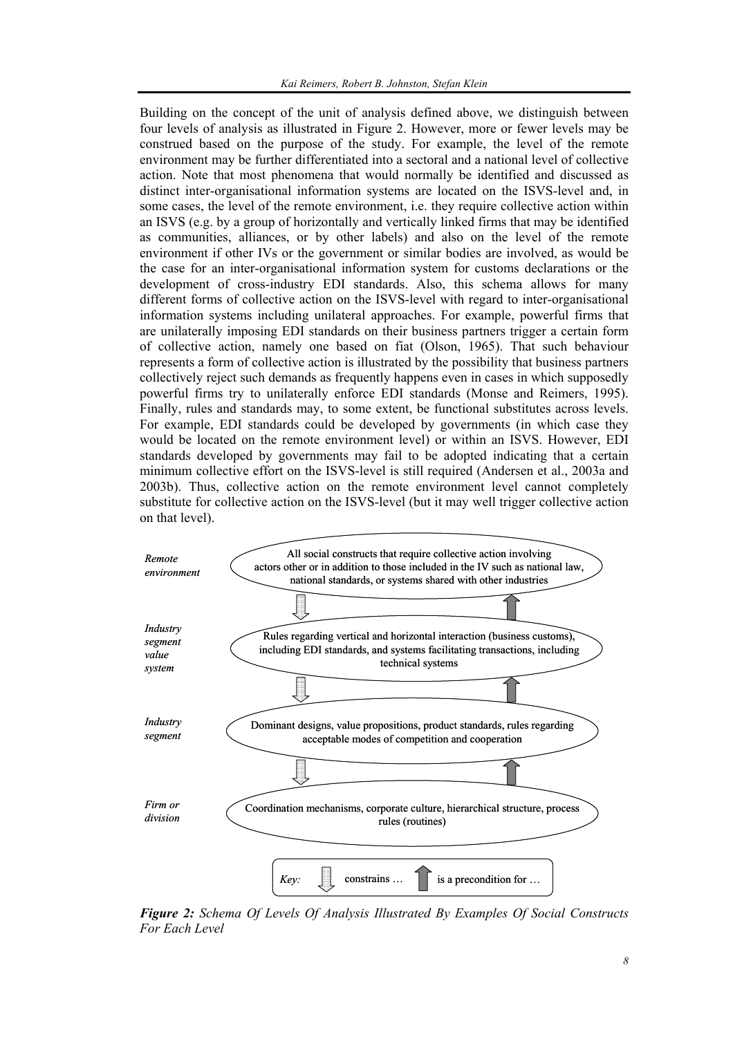Building on the concept of the unit of analysis defined above, we distinguish between four levels of analysis as illustrated in Figure 2. However, more or fewer levels may be construed based on the purpose of the study. For example, the level of the remote environment may be further differentiated into a sectoral and a national level of collective action. Note that most phenomena that would normally be identified and discussed as distinct inter-organisational information systems are located on the ISVS-level and, in some cases, the level of the remote environment, i.e. they require collective action within an ISVS (e.g. by a group of horizontally and vertically linked firms that may be identified as communities, alliances, or by other labels) and also on the level of the remote environment if other IVs or the government or similar bodies are involved, as would be the case for an inter-organisational information system for customs declarations or the development of cross-industry EDI standards. Also, this schema allows for many different forms of collective action on the ISVS-level with regard to inter-organisational information systems including unilateral approaches. For example, powerful firms that are unilaterally imposing EDI standards on their business partners trigger a certain form of collective action, namely one based on fiat (Olson, 1965). That such behaviour represents a form of collective action is illustrated by the possibility that business partners collectively reject such demands as frequently happens even in cases in which supposedly powerful firms try to unilaterally enforce EDI standards (Monse and Reimers, 1995). Finally, rules and standards may, to some extent, be functional substitutes across levels. For example, EDI standards could be developed by governments (in which case they would be located on the remote environment level) or within an ISVS. However, EDI standards developed by governments may fail to be adopted indicating that a certain minimum collective effort on the ISVS-level is still required (Andersen et al., 2003a and 2003b). Thus, collective action on the remote environment level cannot completely substitute for collective action on the ISVS-level (but it may well trigger collective action on that level).

| Level | Examples of social constructs |
| --- | --- |
| *Remote environment* | All social constructs that require collective action involving actors other or in addition to those included in the IV such as national law, national standards, or systems shared with other industries |
| *Industry segment value system* | Rules regarding vertical and horizontal interaction (business customs), including EDI standards, and systems facilitating transactions, including technical systems |
| *Industry segment* | Dominant designs, value propositions, product standards, rules regarding acceptable modes of competition and cooperation |
| *Firm or division* | Coordination mechanisms, corporate culture, hierarchical structure, process rules (routines) |

*Key:* ⇩ constrains … ⇧ is a precondition for …

***Figure 2:*** *Schema Of Levels Of Analysis Illustrated By Examples Of Social Constructs For Each Level*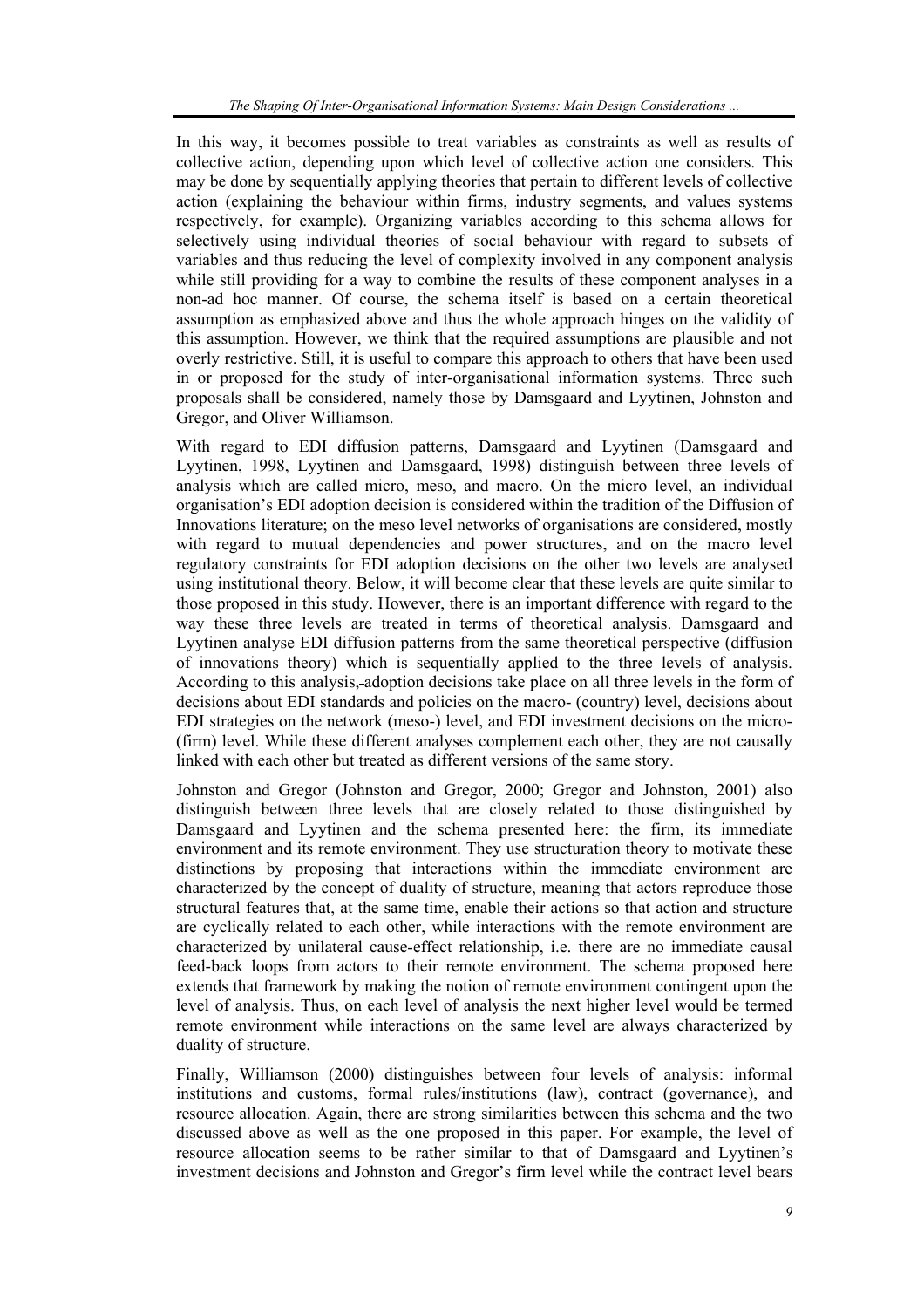In this way, it becomes possible to treat variables as constraints as well as results of collective action, depending upon which level of collective action one considers. This may be done by sequentially applying theories that pertain to different levels of collective action (explaining the behaviour within firms, industry segments, and values systems respectively, for example). Organizing variables according to this schema allows for selectively using individual theories of social behaviour with regard to subsets of variables and thus reducing the level of complexity involved in any component analysis while still providing for a way to combine the results of these component analyses in a non-ad hoc manner. Of course, the schema itself is based on a certain theoretical assumption as emphasized above and thus the whole approach hinges on the validity of this assumption. However, we think that the required assumptions are plausible and not overly restrictive. Still, it is useful to compare this approach to others that have been used in or proposed for the study of inter-organisational information systems. Three such proposals shall be considered, namely those by Damsgaard and Lyytinen, Johnston and Gregor, and Oliver Williamson.

With regard to EDI diffusion patterns, Damsgaard and Lyytinen (Damsgaard and Lyytinen, 1998, Lyytinen and Damsgaard, 1998) distinguish between three levels of analysis which are called micro, meso, and macro. On the micro level, an individual organisation's EDI adoption decision is considered within the tradition of the Diffusion of Innovations literature; on the meso level networks of organisations are considered, mostly with regard to mutual dependencies and power structures, and on the macro level regulatory constraints for EDI adoption decisions on the other two levels are analysed using institutional theory. Below, it will become clear that these levels are quite similar to those proposed in this study. However, there is an important difference with regard to the way these three levels are treated in terms of theoretical analysis. Damsgaard and Lyytinen analyse EDI diffusion patterns from the same theoretical perspective (diffusion of innovations theory) which is sequentially applied to the three levels of analysis. According to this analysis, adoption decisions take place on all three levels in the form of decisions about EDI standards and policies on the macro- (country) level, decisions about EDI strategies on the network (meso-) level, and EDI investment decisions on the micro- (firm) level. While these different analyses complement each other, they are not causally linked with each other but treated as different versions of the same story.

Johnston and Gregor (Johnston and Gregor, 2000; Gregor and Johnston, 2001) also distinguish between three levels that are closely related to those distinguished by Damsgaard and Lyytinen and the schema presented here: the firm, its immediate environment and its remote environment. They use structuration theory to motivate these distinctions by proposing that interactions within the immediate environment are characterized by the concept of duality of structure, meaning that actors reproduce those structural features that, at the same time, enable their actions so that action and structure are cyclically related to each other, while interactions with the remote environment are characterized by unilateral cause-effect relationship, i.e. there are no immediate causal feed-back loops from actors to their remote environment. The schema proposed here extends that framework by making the notion of remote environment contingent upon the level of analysis. Thus, on each level of analysis the next higher level would be termed remote environment while interactions on the same level are always characterized by duality of structure.

Finally, Williamson (2000) distinguishes between four levels of analysis: informal institutions and customs, formal rules/institutions (law), contract (governance), and resource allocation. Again, there are strong similarities between this schema and the two discussed above as well as the one proposed in this paper. For example, the level of resource allocation seems to be rather similar to that of Damsgaard and Lyytinen's investment decisions and Johnston and Gregor's firm level while the contract level bears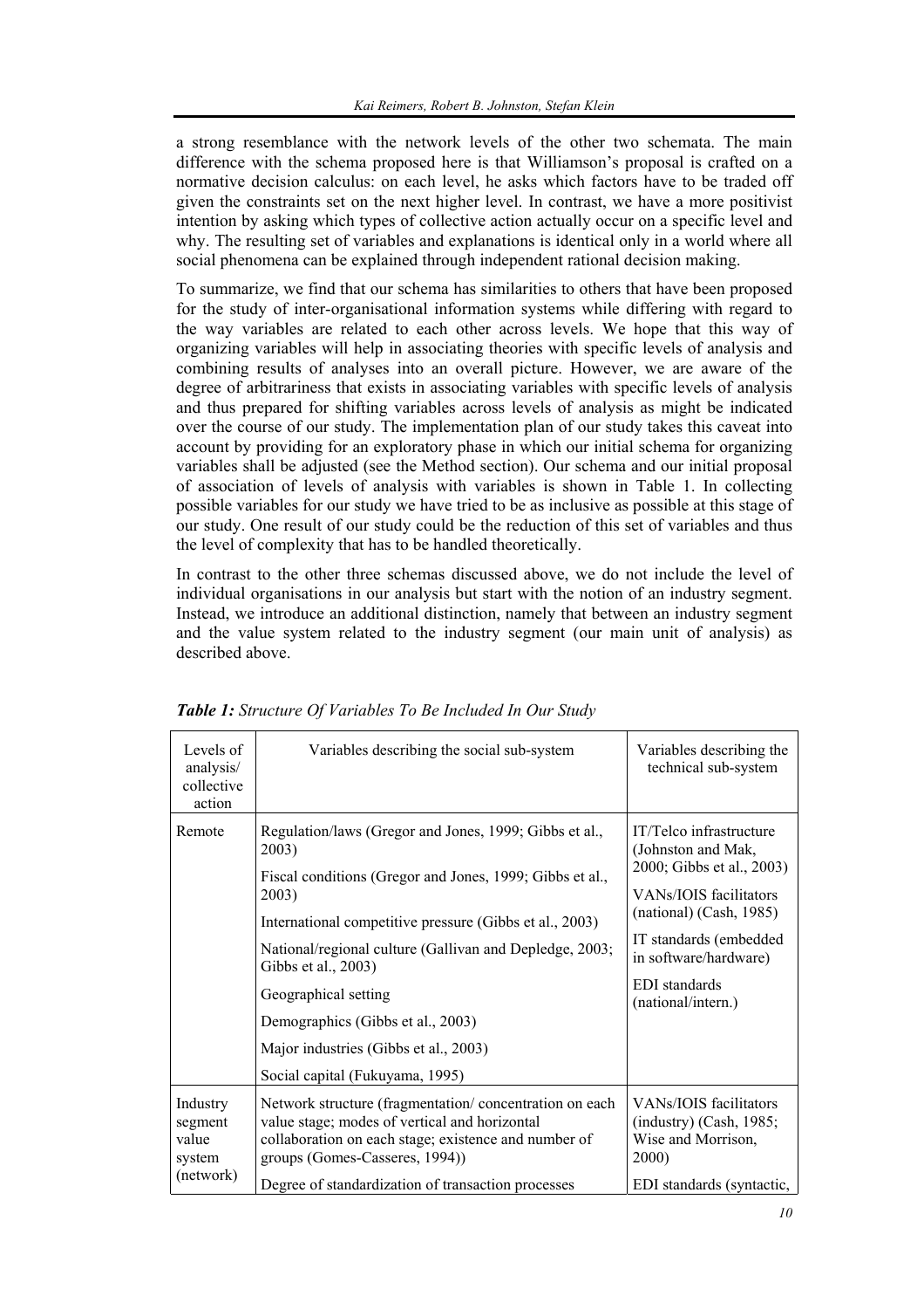a strong resemblance with the network levels of the other two schemata. The main difference with the schema proposed here is that Williamson's proposal is crafted on a normative decision calculus: on each level, he asks which factors have to be traded off given the constraints set on the next higher level. In contrast, we have a more positivist intention by asking which types of collective action actually occur on a specific level and why. The resulting set of variables and explanations is identical only in a world where all social phenomena can be explained through independent rational decision making.

To summarize, we find that our schema has similarities to others that have been proposed for the study of inter-organisational information systems while differing with regard to the way variables are related to each other across levels. We hope that this way of organizing variables will help in associating theories with specific levels of analysis and combining results of analyses into an overall picture. However, we are aware of the degree of arbitrariness that exists in associating variables with specific levels of analysis and thus prepared for shifting variables across levels of analysis as might be indicated over the course of our study. The implementation plan of our study takes this caveat into account by providing for an exploratory phase in which our initial schema for organizing variables shall be adjusted (see the Method section). Our schema and our initial proposal of association of levels of analysis with variables is shown in Table 1. In collecting possible variables for our study we have tried to be as inclusive as possible at this stage of our study. One result of our study could be the reduction of this set of variables and thus the level of complexity that has to be handled theoretically.

In contrast to the other three schemas discussed above, we do not include the level of individual organisations in our analysis but start with the notion of an industry segment. Instead, we introduce an additional distinction, namely that between an industry segment and the value system related to the industry segment (our main unit of analysis) as described above.

***Table 1:** Structure Of Variables To Be Included In Our Study*

| Levels of analysis/ collective action | Variables describing the social sub-system | Variables describing the technical sub-system |
|---|---|---|
| Remote | Regulation/laws (Gregor and Jones, 1999; Gibbs et al., 2003)<br>Fiscal conditions (Gregor and Jones, 1999; Gibbs et al., 2003)<br>International competitive pressure (Gibbs et al., 2003)<br>National/regional culture (Gallivan and Depledge, 2003; Gibbs et al., 2003)<br>Geographical setting<br>Demographics (Gibbs et al., 2003)<br>Major industries (Gibbs et al., 2003)<br>Social capital (Fukuyama, 1995) | IT/Telco infrastructure (Johnston and Mak, 2000; Gibbs et al., 2003)<br>VANs/IOIS facilitators (national) (Cash, 1985)<br>IT standards (embedded in software/hardware)<br>EDI standards (national/intern.) |
| Industry segment value system (network) | Network structure (fragmentation/ concentration on each value stage; modes of vertical and horizontal collaboration on each stage; existence and number of groups (Gomes-Casseres, 1994))<br>Degree of standardization of transaction processes | VANs/IOIS facilitators (industry) (Cash, 1985; Wise and Morrison, 2000)<br>EDI standards (syntactic, |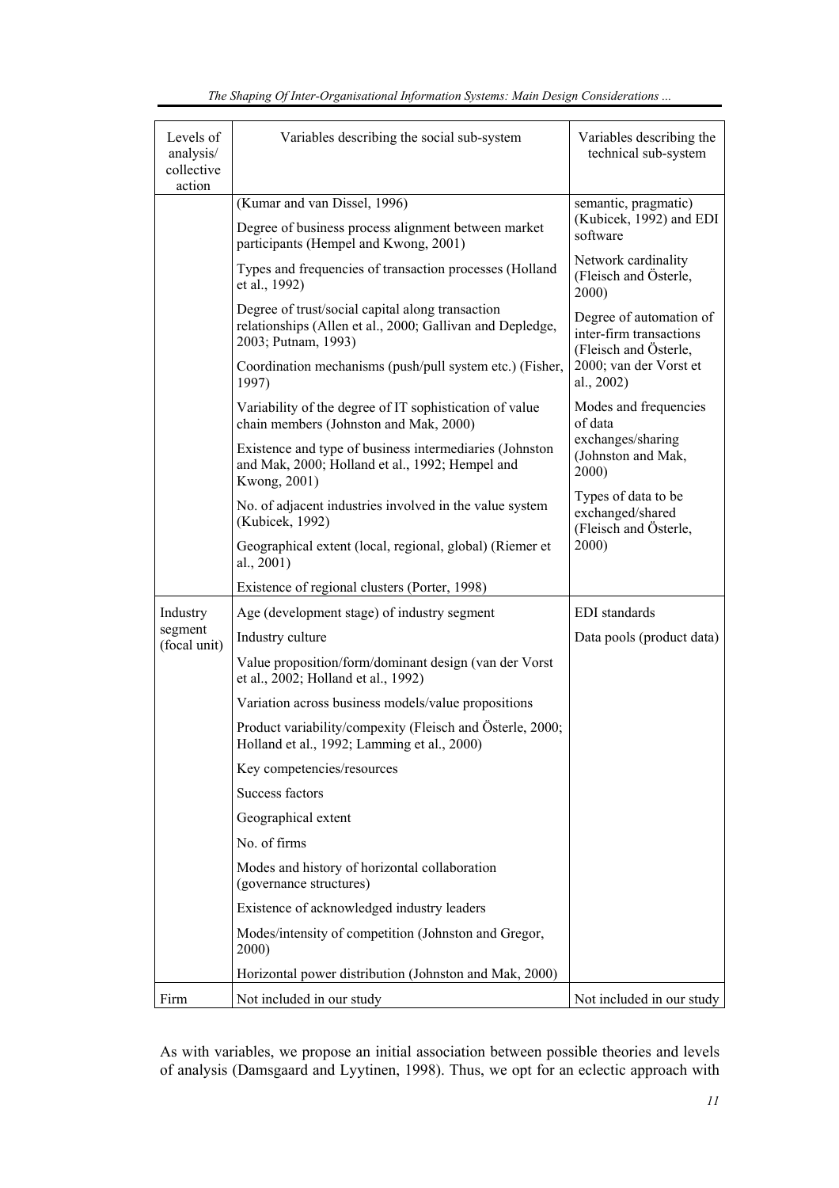| Levels of analysis/ collective action | Variables describing the social sub-system | Variables describing the technical sub-system |
|---|---|---|
| | (Kumar and van Dissel, 1996) | semantic, pragmatic) (Kubicek, 1992) and EDI software |
| | Degree of business process alignment between market participants (Hempel and Kwong, 2001) | |
| | Types and frequencies of transaction processes (Holland et al., 1992) | Network cardinality (Fleisch and Österle, 2000) |
| | Degree of trust/social capital along transaction relationships (Allen et al., 2000; Gallivan and Depledge, 2003; Putnam, 1993) | Degree of automation of inter-firm transactions (Fleisch and Österle, 2000; van der Vorst et al., 2002) |
| | Coordination mechanisms (push/pull system etc.) (Fisher, 1997) | |
| | Variability of the degree of IT sophistication of value chain members (Johnston and Mak, 2000) | Modes and frequencies of data exchanges/sharing (Johnston and Mak, 2000) |
| | Existence and type of business intermediaries (Johnston and Mak, 2000; Holland et al., 1992; Hempel and Kwong, 2001) | |
| | No. of adjacent industries involved in the value system (Kubicek, 1992) | Types of data to be exchanged/shared (Fleisch and Österle, 2000) |
| | Geographical extent (local, regional, global) (Riemer et al., 2001) | |
| | Existence of regional clusters (Porter, 1998) | |
| Industry segment (focal unit) | Age (development stage) of industry segment | EDI standards |
| | Industry culture | Data pools (product data) |
| | Value proposition/form/dominant design (van der Vorst et al., 2002; Holland et al., 1992) | |
| | Variation across business models/value propositions | |
| | Product variability/compexity (Fleisch and Österle, 2000; Holland et al., 1992; Lamming et al., 2000) | |
| | Key competencies/resources | |
| | Success factors | |
| | Geographical extent | |
| | No. of firms | |
| | Modes and history of horizontal collaboration (governance structures) | |
| | Existence of acknowledged industry leaders | |
| | Modes/intensity of competition (Johnston and Gregor, 2000) | |
| | Horizontal power distribution (Johnston and Mak, 2000) | |
| Firm | Not included in our study | Not included in our study |

As with variables, we propose an initial association between possible theories and levels of analysis (Damsgaard and Lyytinen, 1998). Thus, we opt for an eclectic approach with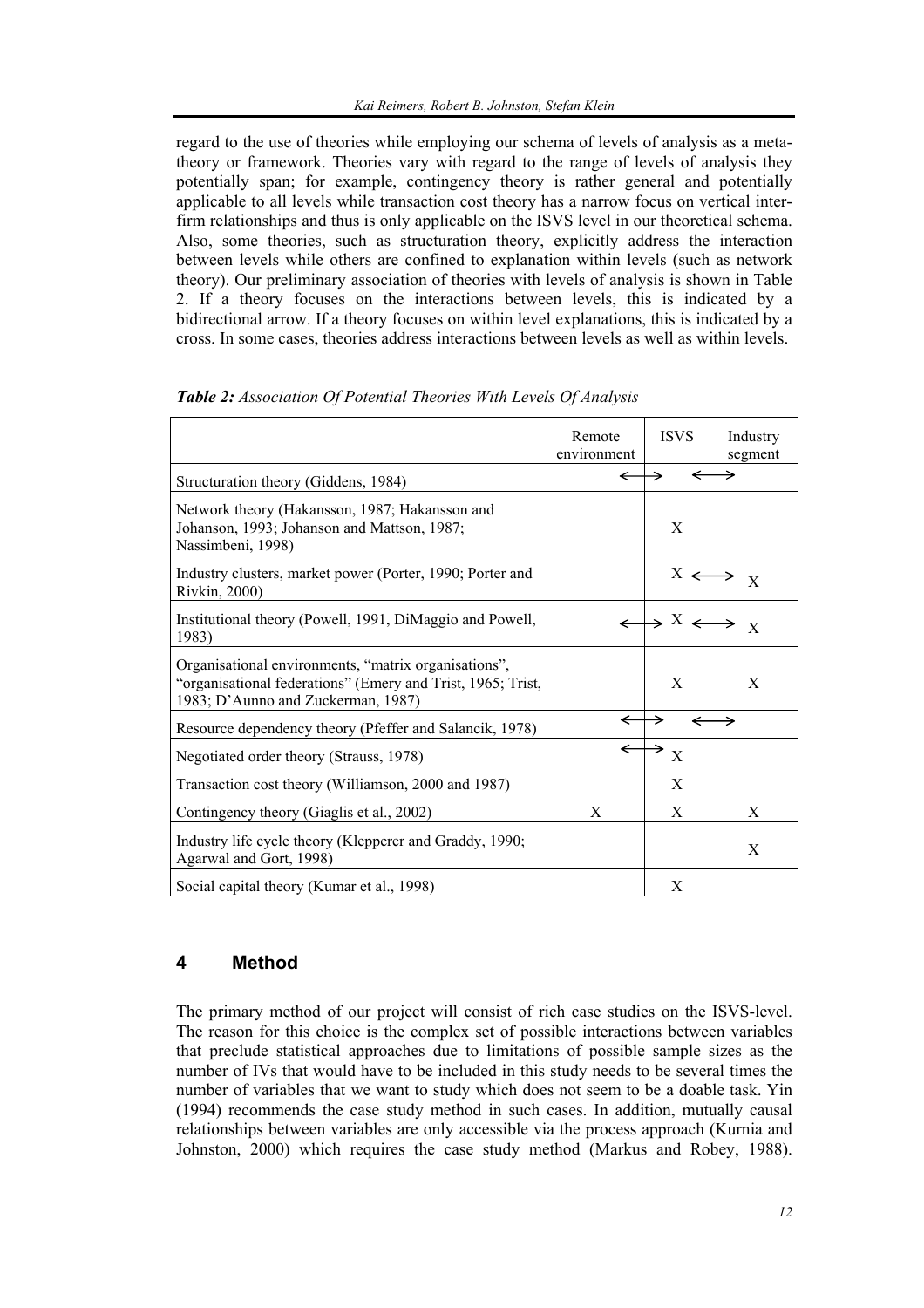regard to the use of theories while employing our schema of levels of analysis as a meta-theory or framework. Theories vary with regard to the range of levels of analysis they potentially span; for example, contingency theory is rather general and potentially applicable to all levels while transaction cost theory has a narrow focus on vertical inter-firm relationships and thus is only applicable on the ISVS level in our theoretical schema. Also, some theories, such as structuration theory, explicitly address the interaction between levels while others are confined to explanation within levels (such as network theory). Our preliminary association of theories with levels of analysis is shown in Table 2. If a theory focuses on the interactions between levels, this is indicated by a bidirectional arrow. If a theory focuses on within level explanations, this is indicated by a cross. In some cases, theories address interactions between levels as well as within levels.

***Table 2:*** *Association Of Potential Theories With Levels Of Analysis*

| | Remote environment | ISVS | Industry segment |
|---|---|---|---|
| Structuration theory (Giddens, 1984) | ↔ | ↔ | |
| Network theory (Hakansson, 1987; Hakansson and Johanson, 1993; Johanson and Mattson, 1987; Nassimbeni, 1998) | | X | |
| Industry clusters, market power (Porter, 1990; Porter and Rivkin, 2000) | | X ↔ | X |
| Institutional theory (Powell, 1991, DiMaggio and Powell, 1983) | ↔ | X ↔ | X |
| Organisational environments, "matrix organisations", "organisational federations" (Emery and Trist, 1965; Trist, 1983; D'Aunno and Zuckerman, 1987) | | X | X |
| Resource dependency theory (Pfeffer and Salancik, 1978) | ↔ | ↔ | |
| Negotiated order theory (Strauss, 1978) | ↔ | X | |
| Transaction cost theory (Williamson, 2000 and 1987) | | X | |
| Contingency theory (Giaglis et al., 2002) | X | X | X |
| Industry life cycle theory (Klepperer and Graddy, 1990; Agarwal and Gort, 1998) | | | X |
| Social capital theory (Kumar et al., 1998) | | X | |

## 4 Method

The primary method of our project will consist of rich case studies on the ISVS-level. The reason for this choice is the complex set of possible interactions between variables that preclude statistical approaches due to limitations of possible sample sizes as the number of IVs that would have to be included in this study needs to be several times the number of variables that we want to study which does not seem to be a doable task. Yin (1994) recommends the case study method in such cases. In addition, mutually causal relationships between variables are only accessible via the process approach (Kurnia and Johnston, 2000) which requires the case study method (Markus and Robey, 1988).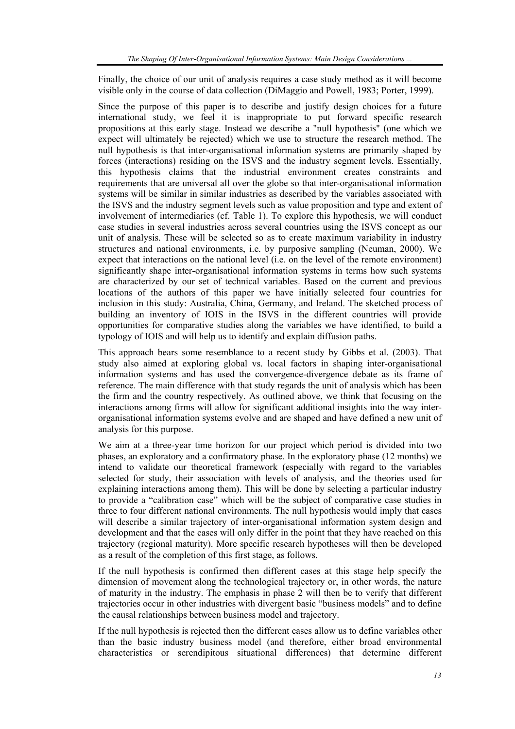Finally, the choice of our unit of analysis requires a case study method as it will become visible only in the course of data collection (DiMaggio and Powell, 1983; Porter, 1999).

Since the purpose of this paper is to describe and justify design choices for a future international study, we feel it is inappropriate to put forward specific research propositions at this early stage. Instead we describe a "null hypothesis" (one which we expect will ultimately be rejected) which we use to structure the research method. The null hypothesis is that inter-organisational information systems are primarily shaped by forces (interactions) residing on the ISVS and the industry segment levels. Essentially, this hypothesis claims that the industrial environment creates constraints and requirements that are universal all over the globe so that inter-organisational information systems will be similar in similar industries as described by the variables associated with the ISVS and the industry segment levels such as value proposition and type and extent of involvement of intermediaries (cf. Table 1). To explore this hypothesis, we will conduct case studies in several industries across several countries using the ISVS concept as our unit of analysis. These will be selected so as to create maximum variability in industry structures and national environments, i.e. by purposive sampling (Neuman, 2000). We expect that interactions on the national level (i.e. on the level of the remote environment) significantly shape inter-organisational information systems in terms how such systems are characterized by our set of technical variables. Based on the current and previous locations of the authors of this paper we have initially selected four countries for inclusion in this study: Australia, China, Germany, and Ireland. The sketched process of building an inventory of IOIS in the ISVS in the different countries will provide opportunities for comparative studies along the variables we have identified, to build a typology of IOIS and will help us to identify and explain diffusion paths.

This approach bears some resemblance to a recent study by Gibbs et al. (2003). That study also aimed at exploring global vs. local factors in shaping inter-organisational information systems and has used the convergence-divergence debate as its frame of reference. The main difference with that study regards the unit of analysis which has been the firm and the country respectively. As outlined above, we think that focusing on the interactions among firms will allow for significant additional insights into the way inter-organisational information systems evolve and are shaped and have defined a new unit of analysis for this purpose.

We aim at a three-year time horizon for our project which period is divided into two phases, an exploratory and a confirmatory phase. In the exploratory phase (12 months) we intend to validate our theoretical framework (especially with regard to the variables selected for study, their association with levels of analysis, and the theories used for explaining interactions among them). This will be done by selecting a particular industry to provide a "calibration case" which will be the subject of comparative case studies in three to four different national environments. The null hypothesis would imply that cases will describe a similar trajectory of inter-organisational information system design and development and that the cases will only differ in the point that they have reached on this trajectory (regional maturity). More specific research hypotheses will then be developed as a result of the completion of this first stage, as follows.

If the null hypothesis is confirmed then different cases at this stage help specify the dimension of movement along the technological trajectory or, in other words, the nature of maturity in the industry. The emphasis in phase 2 will then be to verify that different trajectories occur in other industries with divergent basic "business models" and to define the causal relationships between business model and trajectory.

If the null hypothesis is rejected then the different cases allow us to define variables other than the basic industry business model (and therefore, either broad environmental characteristics or serendipitous situational differences) that determine different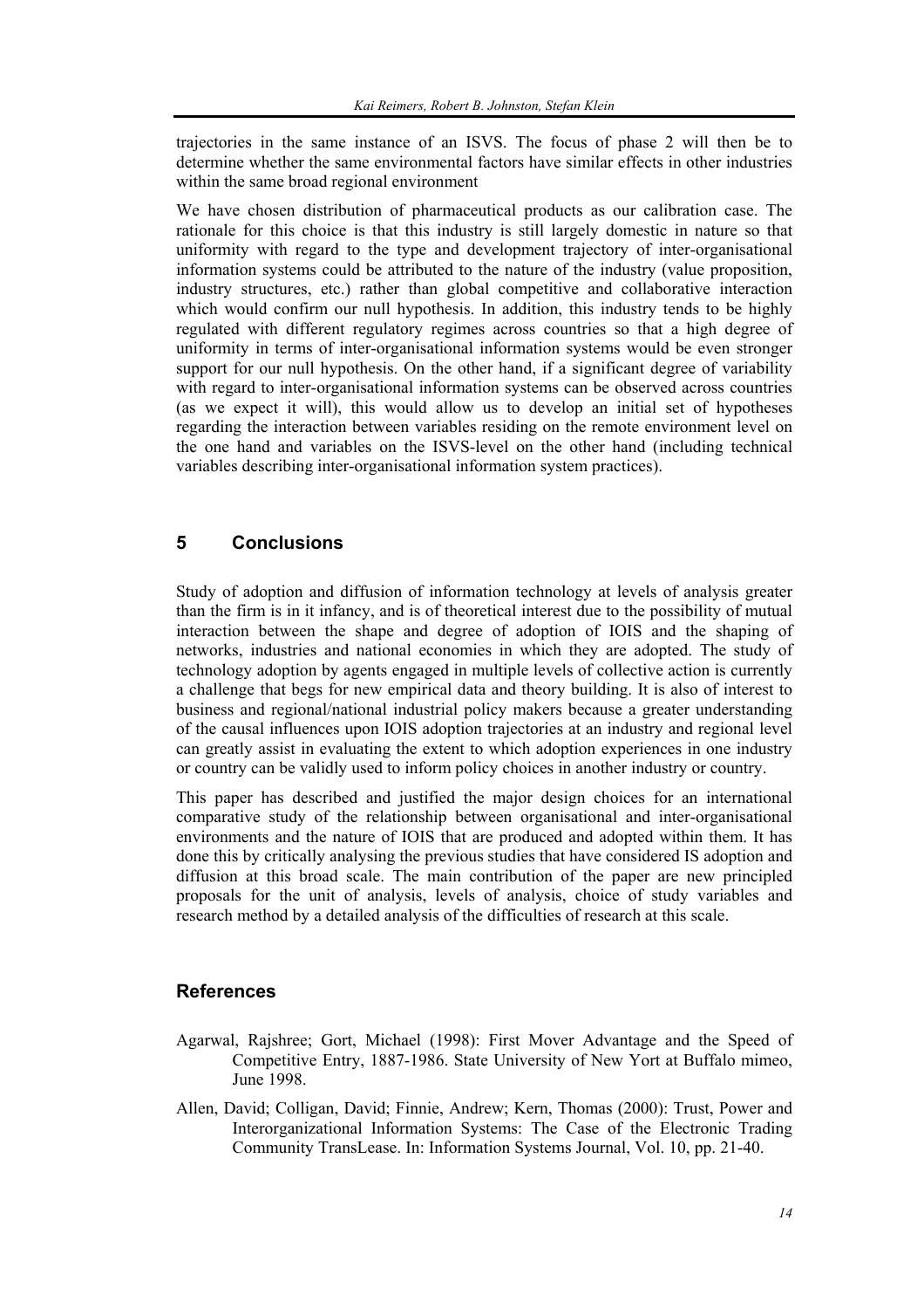trajectories in the same instance of an ISVS. The focus of phase 2 will then be to determine whether the same environmental factors have similar effects in other industries within the same broad regional environment

We have chosen distribution of pharmaceutical products as our calibration case. The rationale for this choice is that this industry is still largely domestic in nature so that uniformity with regard to the type and development trajectory of inter-organisational information systems could be attributed to the nature of the industry (value proposition, industry structures, etc.) rather than global competitive and collaborative interaction which would confirm our null hypothesis. In addition, this industry tends to be highly regulated with different regulatory regimes across countries so that a high degree of uniformity in terms of inter-organisational information systems would be even stronger support for our null hypothesis. On the other hand, if a significant degree of variability with regard to inter-organisational information systems can be observed across countries (as we expect it will), this would allow us to develop an initial set of hypotheses regarding the interaction between variables residing on the remote environment level on the one hand and variables on the ISVS-level on the other hand (including technical variables describing inter-organisational information system practices).

## 5 Conclusions

Study of adoption and diffusion of information technology at levels of analysis greater than the firm is in it infancy, and is of theoretical interest due to the possibility of mutual interaction between the shape and degree of adoption of IOIS and the shaping of networks, industries and national economies in which they are adopted. The study of technology adoption by agents engaged in multiple levels of collective action is currently a challenge that begs for new empirical data and theory building. It is also of interest to business and regional/national industrial policy makers because a greater understanding of the causal influences upon IOIS adoption trajectories at an industry and regional level can greatly assist in evaluating the extent to which adoption experiences in one industry or country can be validly used to inform policy choices in another industry or country.

This paper has described and justified the major design choices for an international comparative study of the relationship between organisational and inter-organisational environments and the nature of IOIS that are produced and adopted within them. It has done this by critically analysing the previous studies that have considered IS adoption and diffusion at this broad scale. The main contribution of the paper are new principled proposals for the unit of analysis, levels of analysis, choice of study variables and research method by a detailed analysis of the difficulties of research at this scale.

## References

Agarwal, Rajshree; Gort, Michael (1998): First Mover Advantage and the Speed of Competitive Entry, 1887-1986. State University of New Yort at Buffalo mimeo, June 1998.

Allen, David; Colligan, David; Finnie, Andrew; Kern, Thomas (2000): Trust, Power and Interorganizational Information Systems: The Case of the Electronic Trading Community TransLease. In: Information Systems Journal, Vol. 10, pp. 21-40.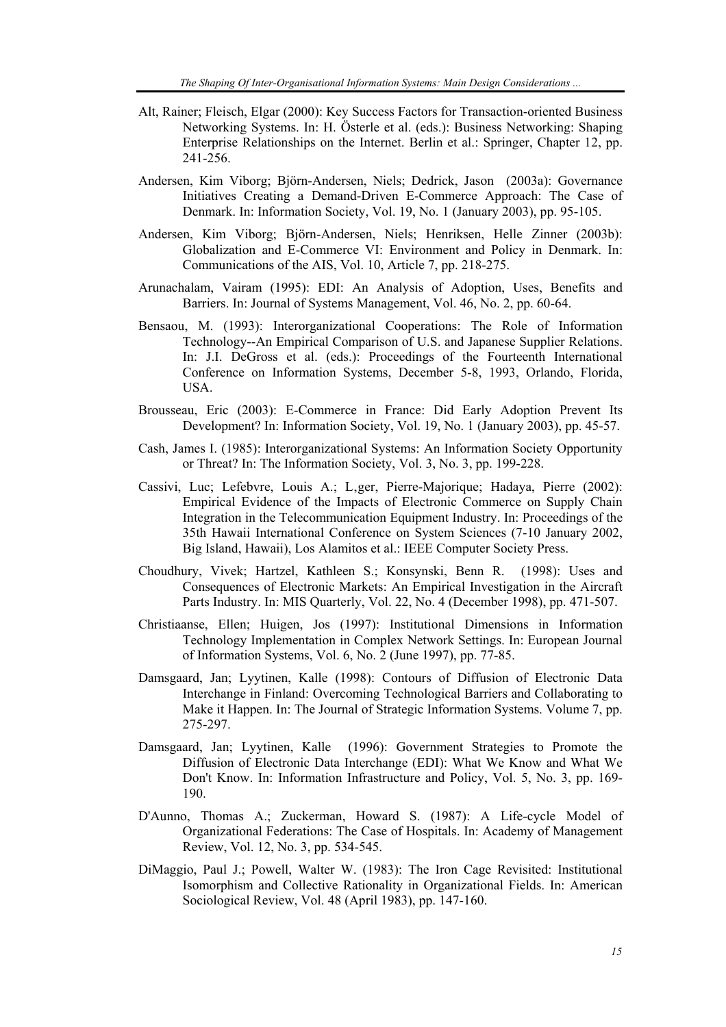Alt, Rainer; Fleisch, Elgar (2000): Key Success Factors for Transaction-oriented Business Networking Systems. In: H. Österle et al. (eds.): Business Networking: Shaping Enterprise Relationships on the Internet. Berlin et al.: Springer, Chapter 12, pp. 241-256.

Andersen, Kim Viborg; Björn-Andersen, Niels; Dedrick, Jason (2003a): Governance Initiatives Creating a Demand-Driven E-Commerce Approach: The Case of Denmark. In: Information Society, Vol. 19, No. 1 (January 2003), pp. 95-105.

Andersen, Kim Viborg; Björn-Andersen, Niels; Henriksen, Helle Zinner (2003b): Globalization and E-Commerce VI: Environment and Policy in Denmark. In: Communications of the AIS, Vol. 10, Article 7, pp. 218-275.

Arunachalam, Vairam (1995): EDI: An Analysis of Adoption, Uses, Benefits and Barriers. In: Journal of Systems Management, Vol. 46, No. 2, pp. 60-64.

Bensaou, M. (1993): Interorganizational Cooperations: The Role of Information Technology--An Empirical Comparison of U.S. and Japanese Supplier Relations. In: J.I. DeGross et al. (eds.): Proceedings of the Fourteenth International Conference on Information Systems, December 5-8, 1993, Orlando, Florida, USA.

Brousseau, Eric (2003): E-Commerce in France: Did Early Adoption Prevent Its Development? In: Information Society, Vol. 19, No. 1 (January 2003), pp. 45-57.

Cash, James I. (1985): Interorganizational Systems: An Information Society Opportunity or Threat? In: The Information Society, Vol. 3, No. 3, pp. 199-228.

Cassivi, Luc; Lefebvre, Louis A.; L,ger, Pierre-Majorique; Hadaya, Pierre (2002): Empirical Evidence of the Impacts of Electronic Commerce on Supply Chain Integration in the Telecommunication Equipment Industry. In: Proceedings of the 35th Hawaii International Conference on System Sciences (7-10 January 2002, Big Island, Hawaii), Los Alamitos et al.: IEEE Computer Society Press.

Choudhury, Vivek; Hartzel, Kathleen S.; Konsynski, Benn R. (1998): Uses and Consequences of Electronic Markets: An Empirical Investigation in the Aircraft Parts Industry. In: MIS Quarterly, Vol. 22, No. 4 (December 1998), pp. 471-507.

Christiaanse, Ellen; Huigen, Jos (1997): Institutional Dimensions in Information Technology Implementation in Complex Network Settings. In: European Journal of Information Systems, Vol. 6, No. 2 (June 1997), pp. 77-85.

Damsgaard, Jan; Lyytinen, Kalle (1998): Contours of Diffusion of Electronic Data Interchange in Finland: Overcoming Technological Barriers and Collaborating to Make it Happen. In: The Journal of Strategic Information Systems. Volume 7, pp. 275-297.

Damsgaard, Jan; Lyytinen, Kalle (1996): Government Strategies to Promote the Diffusion of Electronic Data Interchange (EDI): What We Know and What We Don't Know. In: Information Infrastructure and Policy, Vol. 5, No. 3, pp. 169-190.

D'Aunno, Thomas A.; Zuckerman, Howard S. (1987): A Life-cycle Model of Organizational Federations: The Case of Hospitals. In: Academy of Management Review, Vol. 12, No. 3, pp. 534-545.

DiMaggio, Paul J.; Powell, Walter W. (1983): The Iron Cage Revisited: Institutional Isomorphism and Collective Rationality in Organizational Fields. In: American Sociological Review, Vol. 48 (April 1983), pp. 147-160.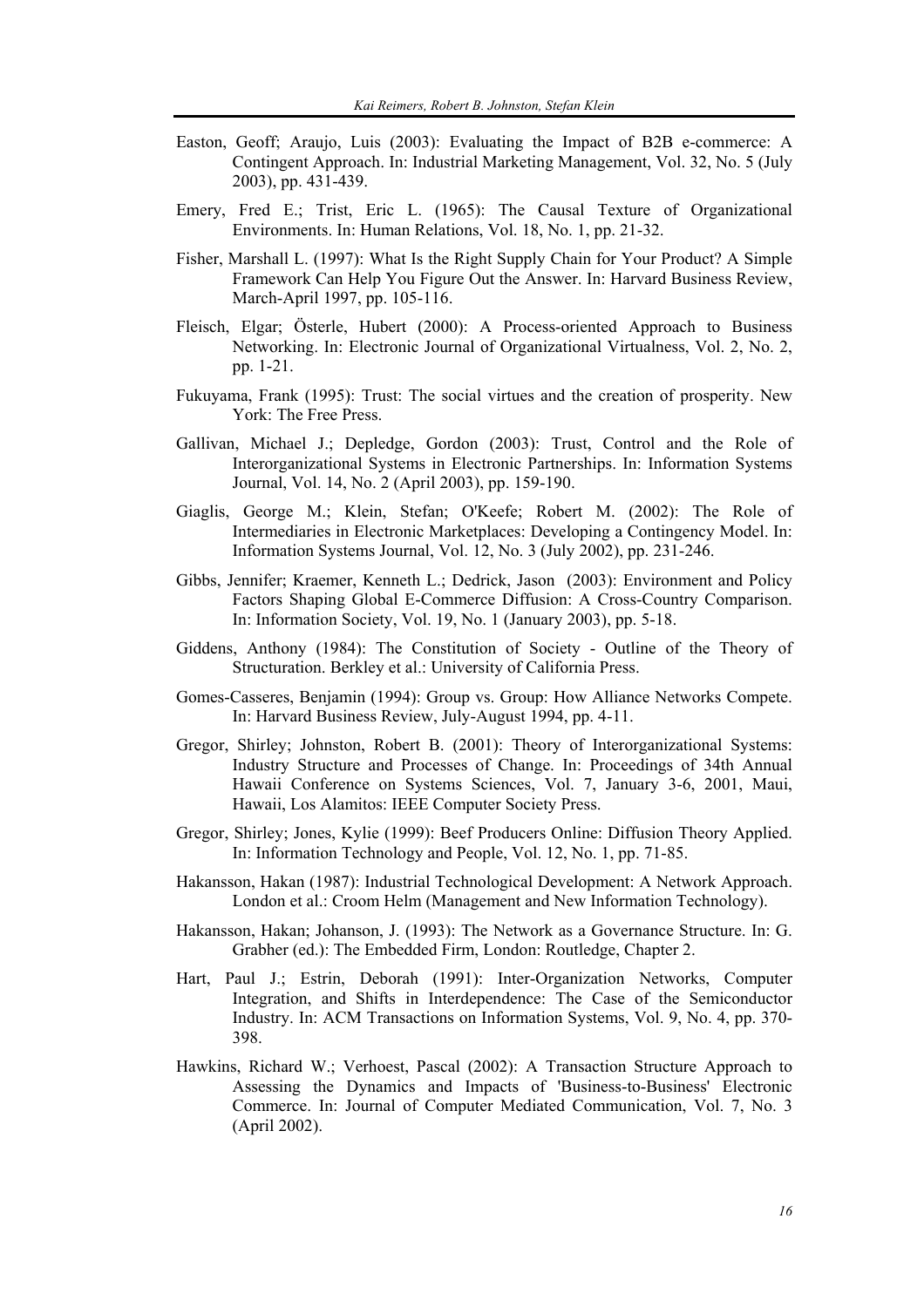Easton, Geoff; Araujo, Luis (2003): Evaluating the Impact of B2B e-commerce: A Contingent Approach. In: Industrial Marketing Management, Vol. 32, No. 5 (July 2003), pp. 431-439.

Emery, Fred E.; Trist, Eric L. (1965): The Causal Texture of Organizational Environments. In: Human Relations, Vol. 18, No. 1, pp. 21-32.

Fisher, Marshall L. (1997): What Is the Right Supply Chain for Your Product? A Simple Framework Can Help You Figure Out the Answer. In: Harvard Business Review, March-April 1997, pp. 105-116.

Fleisch, Elgar; Österle, Hubert (2000): A Process-oriented Approach to Business Networking. In: Electronic Journal of Organizational Virtualness, Vol. 2, No. 2, pp. 1-21.

Fukuyama, Frank (1995): Trust: The social virtues and the creation of prosperity. New York: The Free Press.

Gallivan, Michael J.; Depledge, Gordon (2003): Trust, Control and the Role of Interorganizational Systems in Electronic Partnerships. In: Information Systems Journal, Vol. 14, No. 2 (April 2003), pp. 159-190.

Giaglis, George M.; Klein, Stefan; O'Keefe; Robert M. (2002): The Role of Intermediaries in Electronic Marketplaces: Developing a Contingency Model. In: Information Systems Journal, Vol. 12, No. 3 (July 2002), pp. 231-246.

Gibbs, Jennifer; Kraemer, Kenneth L.; Dedrick, Jason (2003): Environment and Policy Factors Shaping Global E-Commerce Diffusion: A Cross-Country Comparison. In: Information Society, Vol. 19, No. 1 (January 2003), pp. 5-18.

Giddens, Anthony (1984): The Constitution of Society - Outline of the Theory of Structuration. Berkley et al.: University of California Press.

Gomes-Casseres, Benjamin (1994): Group vs. Group: How Alliance Networks Compete. In: Harvard Business Review, July-August 1994, pp. 4-11.

Gregor, Shirley; Johnston, Robert B. (2001): Theory of Interorganizational Systems: Industry Structure and Processes of Change. In: Proceedings of 34th Annual Hawaii Conference on Systems Sciences, Vol. 7, January 3-6, 2001, Maui, Hawaii, Los Alamitos: IEEE Computer Society Press.

Gregor, Shirley; Jones, Kylie (1999): Beef Producers Online: Diffusion Theory Applied. In: Information Technology and People, Vol. 12, No. 1, pp. 71-85.

Hakansson, Hakan (1987): Industrial Technological Development: A Network Approach. London et al.: Croom Helm (Management and New Information Technology).

Hakansson, Hakan; Johanson, J. (1993): The Network as a Governance Structure. In: G. Grabher (ed.): The Embedded Firm, London: Routledge, Chapter 2.

Hart, Paul J.; Estrin, Deborah (1991): Inter-Organization Networks, Computer Integration, and Shifts in Interdependence: The Case of the Semiconductor Industry. In: ACM Transactions on Information Systems, Vol. 9, No. 4, pp. 370-398.

Hawkins, Richard W.; Verhoest, Pascal (2002): A Transaction Structure Approach to Assessing the Dynamics and Impacts of 'Business-to-Business' Electronic Commerce. In: Journal of Computer Mediated Communication, Vol. 7, No. 3 (April 2002).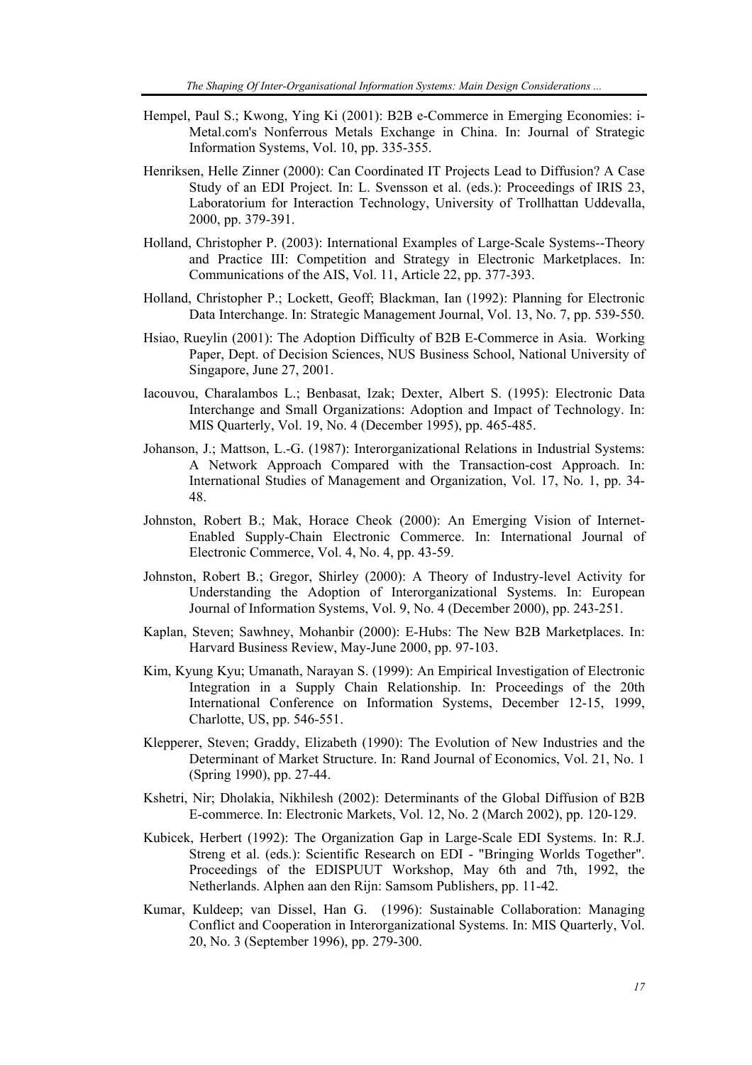Hempel, Paul S.; Kwong, Ying Ki (2001): B2B e-Commerce in Emerging Economies: i-Metal.com's Nonferrous Metals Exchange in China. In: Journal of Strategic Information Systems, Vol. 10, pp. 335-355.

Henriksen, Helle Zinner (2000): Can Coordinated IT Projects Lead to Diffusion? A Case Study of an EDI Project. In: L. Svensson et al. (eds.): Proceedings of IRIS 23, Laboratorium for Interaction Technology, University of Trollhattan Uddevalla, 2000, pp. 379-391.

Holland, Christopher P. (2003): International Examples of Large-Scale Systems--Theory and Practice III: Competition and Strategy in Electronic Marketplaces. In: Communications of the AIS, Vol. 11, Article 22, pp. 377-393.

Holland, Christopher P.; Lockett, Geoff; Blackman, Ian (1992): Planning for Electronic Data Interchange. In: Strategic Management Journal, Vol. 13, No. 7, pp. 539-550.

Hsiao, Rueylin (2001): The Adoption Difficulty of B2B E-Commerce in Asia. Working Paper, Dept. of Decision Sciences, NUS Business School, National University of Singapore, June 27, 2001.

Iacouvou, Charalambos L.; Benbasat, Izak; Dexter, Albert S. (1995): Electronic Data Interchange and Small Organizations: Adoption and Impact of Technology. In: MIS Quarterly, Vol. 19, No. 4 (December 1995), pp. 465-485.

Johanson, J.; Mattson, L.-G. (1987): Interorganizational Relations in Industrial Systems: A Network Approach Compared with the Transaction-cost Approach. In: International Studies of Management and Organization, Vol. 17, No. 1, pp. 34-48.

Johnston, Robert B.; Mak, Horace Cheok (2000): An Emerging Vision of Internet-Enabled Supply-Chain Electronic Commerce. In: International Journal of Electronic Commerce, Vol. 4, No. 4, pp. 43-59.

Johnston, Robert B.; Gregor, Shirley (2000): A Theory of Industry-level Activity for Understanding the Adoption of Interorganizational Systems. In: European Journal of Information Systems, Vol. 9, No. 4 (December 2000), pp. 243-251.

Kaplan, Steven; Sawhney, Mohanbir (2000): E-Hubs: The New B2B Marketplaces. In: Harvard Business Review, May-June 2000, pp. 97-103.

Kim, Kyung Kyu; Umanath, Narayan S. (1999): An Empirical Investigation of Electronic Integration in a Supply Chain Relationship. In: Proceedings of the 20th International Conference on Information Systems, December 12-15, 1999, Charlotte, US, pp. 546-551.

Klepperer, Steven; Graddy, Elizabeth (1990): The Evolution of New Industries and the Determinant of Market Structure. In: Rand Journal of Economics, Vol. 21, No. 1 (Spring 1990), pp. 27-44.

Kshetri, Nir; Dholakia, Nikhilesh (2002): Determinants of the Global Diffusion of B2B E-commerce. In: Electronic Markets, Vol. 12, No. 2 (March 2002), pp. 120-129.

Kubicek, Herbert (1992): The Organization Gap in Large-Scale EDI Systems. In: R.J. Streng et al. (eds.): Scientific Research on EDI - "Bringing Worlds Together". Proceedings of the EDISPUUT Workshop, May 6th and 7th, 1992, the Netherlands. Alphen aan den Rijn: Samsom Publishers, pp. 11-42.

Kumar, Kuldeep; van Dissel, Han G. (1996): Sustainable Collaboration: Managing Conflict and Cooperation in Interorganizational Systems. In: MIS Quarterly, Vol. 20, No. 3 (September 1996), pp. 279-300.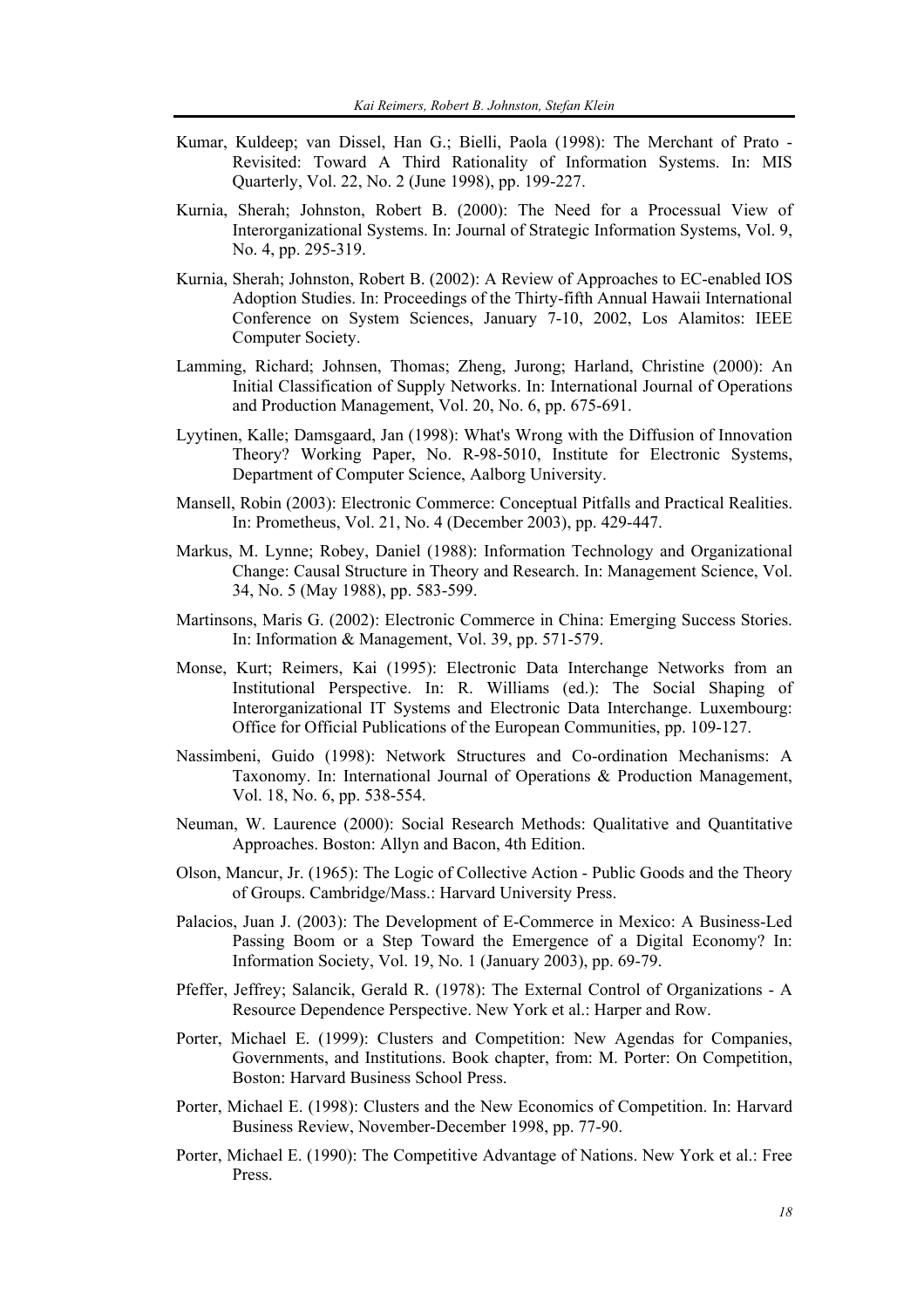Kumar, Kuldeep; van Dissel, Han G.; Bielli, Paola (1998): The Merchant of Prato - Revisited: Toward A Third Rationality of Information Systems. In: MIS Quarterly, Vol. 22, No. 2 (June 1998), pp. 199-227.

Kurnia, Sherah; Johnston, Robert B. (2000): The Need for a Processual View of Interorganizational Systems. In: Journal of Strategic Information Systems, Vol. 9, No. 4, pp. 295-319.

Kurnia, Sherah; Johnston, Robert B. (2002): A Review of Approaches to EC-enabled IOS Adoption Studies. In: Proceedings of the Thirty-fifth Annual Hawaii International Conference on System Sciences, January 7-10, 2002, Los Alamitos: IEEE Computer Society.

Lamming, Richard; Johnsen, Thomas; Zheng, Jurong; Harland, Christine (2000): An Initial Classification of Supply Networks. In: International Journal of Operations and Production Management, Vol. 20, No. 6, pp. 675-691.

Lyytinen, Kalle; Damsgaard, Jan (1998): What's Wrong with the Diffusion of Innovation Theory? Working Paper, No. R-98-5010, Institute for Electronic Systems, Department of Computer Science, Aalborg University.

Mansell, Robin (2003): Electronic Commerce: Conceptual Pitfalls and Practical Realities. In: Prometheus, Vol. 21, No. 4 (December 2003), pp. 429-447.

Markus, M. Lynne; Robey, Daniel (1988): Information Technology and Organizational Change: Causal Structure in Theory and Research. In: Management Science, Vol. 34, No. 5 (May 1988), pp. 583-599.

Martinsons, Maris G. (2002): Electronic Commerce in China: Emerging Success Stories. In: Information & Management, Vol. 39, pp. 571-579.

Monse, Kurt; Reimers, Kai (1995): Electronic Data Interchange Networks from an Institutional Perspective. In: R. Williams (ed.): The Social Shaping of Interorganizational IT Systems and Electronic Data Interchange. Luxembourg: Office for Official Publications of the European Communities, pp. 109-127.

Nassimbeni, Guido (1998): Network Structures and Co-ordination Mechanisms: A Taxonomy. In: International Journal of Operations & Production Management, Vol. 18, No. 6, pp. 538-554.

Neuman, W. Laurence (2000): Social Research Methods: Qualitative and Quantitative Approaches. Boston: Allyn and Bacon, 4th Edition.

Olson, Mancur, Jr. (1965): The Logic of Collective Action - Public Goods and the Theory of Groups. Cambridge/Mass.: Harvard University Press.

Palacios, Juan J. (2003): The Development of E-Commerce in Mexico: A Business-Led Passing Boom or a Step Toward the Emergence of a Digital Economy? In: Information Society, Vol. 19, No. 1 (January 2003), pp. 69-79.

Pfeffer, Jeffrey; Salancik, Gerald R. (1978): The External Control of Organizations - A Resource Dependence Perspective. New York et al.: Harper and Row.

Porter, Michael E. (1999): Clusters and Competition: New Agendas for Companies, Governments, and Institutions. Book chapter, from: M. Porter: On Competition, Boston: Harvard Business School Press.

Porter, Michael E. (1998): Clusters and the New Economics of Competition. In: Harvard Business Review, November-December 1998, pp. 77-90.

Porter, Michael E. (1990): The Competitive Advantage of Nations. New York et al.: Free Press.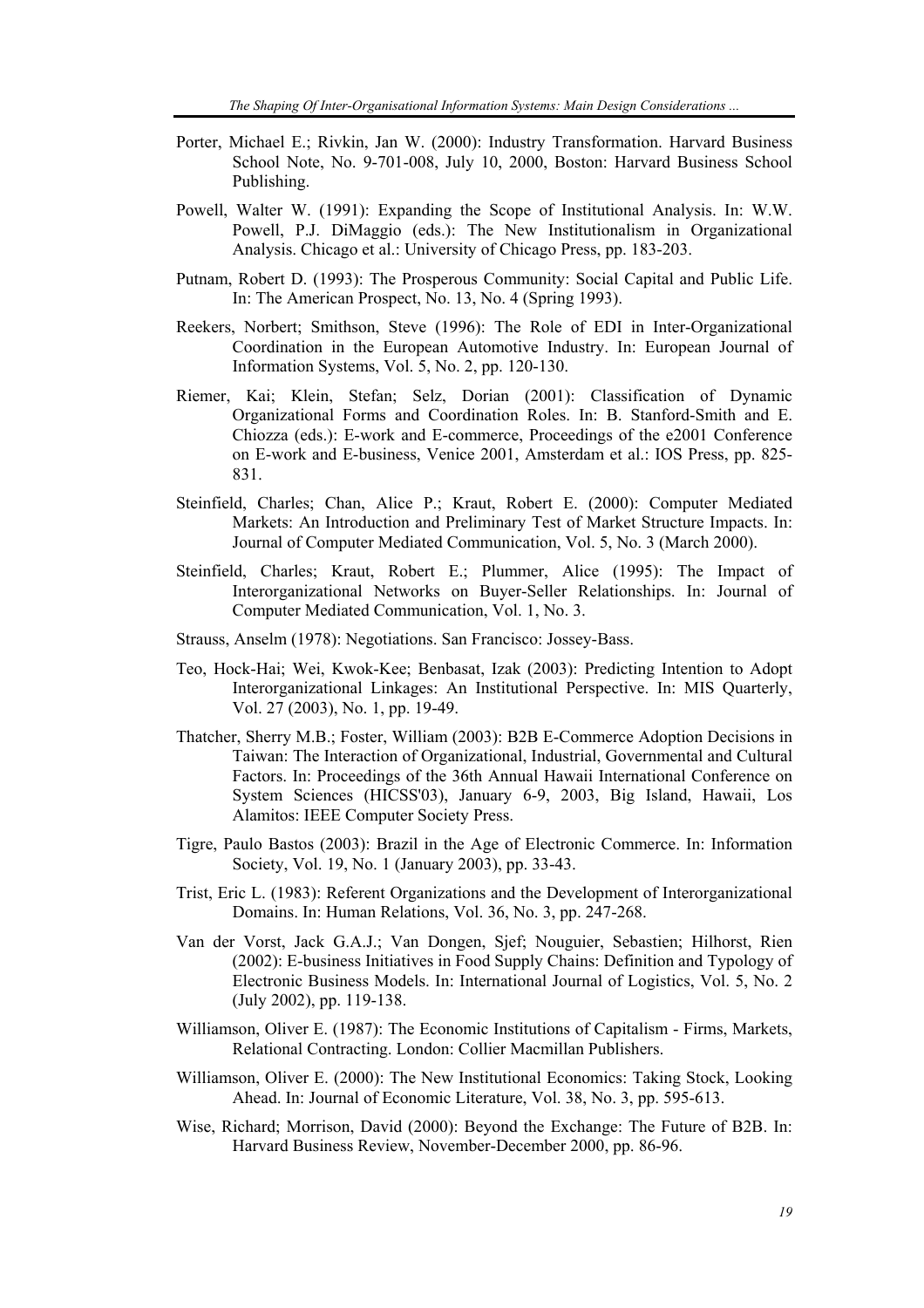Porter, Michael E.; Rivkin, Jan W. (2000): Industry Transformation. Harvard Business School Note, No. 9-701-008, July 10, 2000, Boston: Harvard Business School Publishing.

Powell, Walter W. (1991): Expanding the Scope of Institutional Analysis. In: W.W. Powell, P.J. DiMaggio (eds.): The New Institutionalism in Organizational Analysis. Chicago et al.: University of Chicago Press, pp. 183-203.

Putnam, Robert D. (1993): The Prosperous Community: Social Capital and Public Life. In: The American Prospect, No. 13, No. 4 (Spring 1993).

Reekers, Norbert; Smithson, Steve (1996): The Role of EDI in Inter-Organizational Coordination in the European Automotive Industry. In: European Journal of Information Systems, Vol. 5, No. 2, pp. 120-130.

Riemer, Kai; Klein, Stefan; Selz, Dorian (2001): Classification of Dynamic Organizational Forms and Coordination Roles. In: B. Stanford-Smith and E. Chiozza (eds.): E-work and E-commerce, Proceedings of the e2001 Conference on E-work and E-business, Venice 2001, Amsterdam et al.: IOS Press, pp. 825-831.

Steinfield, Charles; Chan, Alice P.; Kraut, Robert E. (2000): Computer Mediated Markets: An Introduction and Preliminary Test of Market Structure Impacts. In: Journal of Computer Mediated Communication, Vol. 5, No. 3 (March 2000).

Steinfield, Charles; Kraut, Robert E.; Plummer, Alice (1995): The Impact of Interorganizational Networks on Buyer-Seller Relationships. In: Journal of Computer Mediated Communication, Vol. 1, No. 3.

Strauss, Anselm (1978): Negotiations. San Francisco: Jossey-Bass.

Teo, Hock-Hai; Wei, Kwok-Kee; Benbasat, Izak (2003): Predicting Intention to Adopt Interorganizational Linkages: An Institutional Perspective. In: MIS Quarterly, Vol. 27 (2003), No. 1, pp. 19-49.

Thatcher, Sherry M.B.; Foster, William (2003): B2B E-Commerce Adoption Decisions in Taiwan: The Interaction of Organizational, Industrial, Governmental and Cultural Factors. In: Proceedings of the 36th Annual Hawaii International Conference on System Sciences (HICSS'03), January 6-9, 2003, Big Island, Hawaii, Los Alamitos: IEEE Computer Society Press.

Tigre, Paulo Bastos (2003): Brazil in the Age of Electronic Commerce. In: Information Society, Vol. 19, No. 1 (January 2003), pp. 33-43.

Trist, Eric L. (1983): Referent Organizations and the Development of Interorganizational Domains. In: Human Relations, Vol. 36, No. 3, pp. 247-268.

Van der Vorst, Jack G.A.J.; Van Dongen, Sjef; Nouguier, Sebastien; Hilhorst, Rien (2002): E-business Initiatives in Food Supply Chains: Definition and Typology of Electronic Business Models. In: International Journal of Logistics, Vol. 5, No. 2 (July 2002), pp. 119-138.

Williamson, Oliver E. (1987): The Economic Institutions of Capitalism - Firms, Markets, Relational Contracting. London: Collier Macmillan Publishers.

Williamson, Oliver E. (2000): The New Institutional Economics: Taking Stock, Looking Ahead. In: Journal of Economic Literature, Vol. 38, No. 3, pp. 595-613.

Wise, Richard; Morrison, David (2000): Beyond the Exchange: The Future of B2B. In: Harvard Business Review, November-December 2000, pp. 86-96.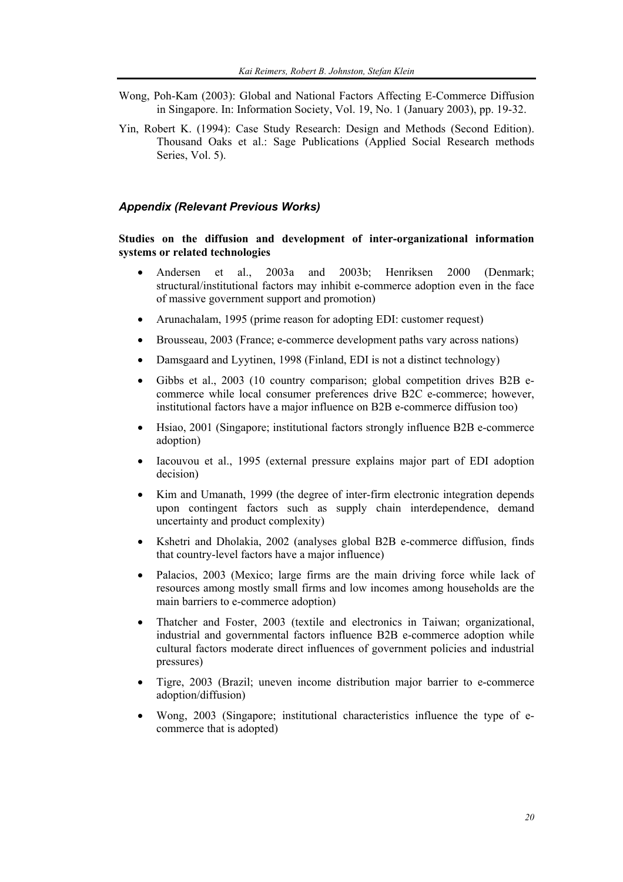Wong, Poh-Kam (2003): Global and National Factors Affecting E-Commerce Diffusion in Singapore. In: Information Society, Vol. 19, No. 1 (January 2003), pp. 19-32.

Yin, Robert K. (1994): Case Study Research: Design and Methods (Second Edition). Thousand Oaks et al.: Sage Publications (Applied Social Research methods Series, Vol. 5).

## *Appendix (Relevant Previous Works)*

**Studies on the diffusion and development of inter-organizational information systems or related technologies**

- Andersen et al., 2003a and 2003b; Henriksen 2000 (Denmark; structural/institutional factors may inhibit e-commerce adoption even in the face of massive government support and promotion)
- Arunachalam, 1995 (prime reason for adopting EDI: customer request)
- Brousseau, 2003 (France; e-commerce development paths vary across nations)
- Damsgaard and Lyytinen, 1998 (Finland, EDI is not a distinct technology)
- Gibbs et al., 2003 (10 country comparison; global competition drives B2B e-commerce while local consumer preferences drive B2C e-commerce; however, institutional factors have a major influence on B2B e-commerce diffusion too)
- Hsiao, 2001 (Singapore; institutional factors strongly influence B2B e-commerce adoption)
- Iacouvou et al., 1995 (external pressure explains major part of EDI adoption decision)
- Kim and Umanath, 1999 (the degree of inter-firm electronic integration depends upon contingent factors such as supply chain interdependence, demand uncertainty and product complexity)
- Kshetri and Dholakia, 2002 (analyses global B2B e-commerce diffusion, finds that country-level factors have a major influence)
- Palacios, 2003 (Mexico; large firms are the main driving force while lack of resources among mostly small firms and low incomes among households are the main barriers to e-commerce adoption)
- Thatcher and Foster, 2003 (textile and electronics in Taiwan; organizational, industrial and governmental factors influence B2B e-commerce adoption while cultural factors moderate direct influences of government policies and industrial pressures)
- Tigre, 2003 (Brazil; uneven income distribution major barrier to e-commerce adoption/diffusion)
- Wong, 2003 (Singapore; institutional characteristics influence the type of e-commerce that is adopted)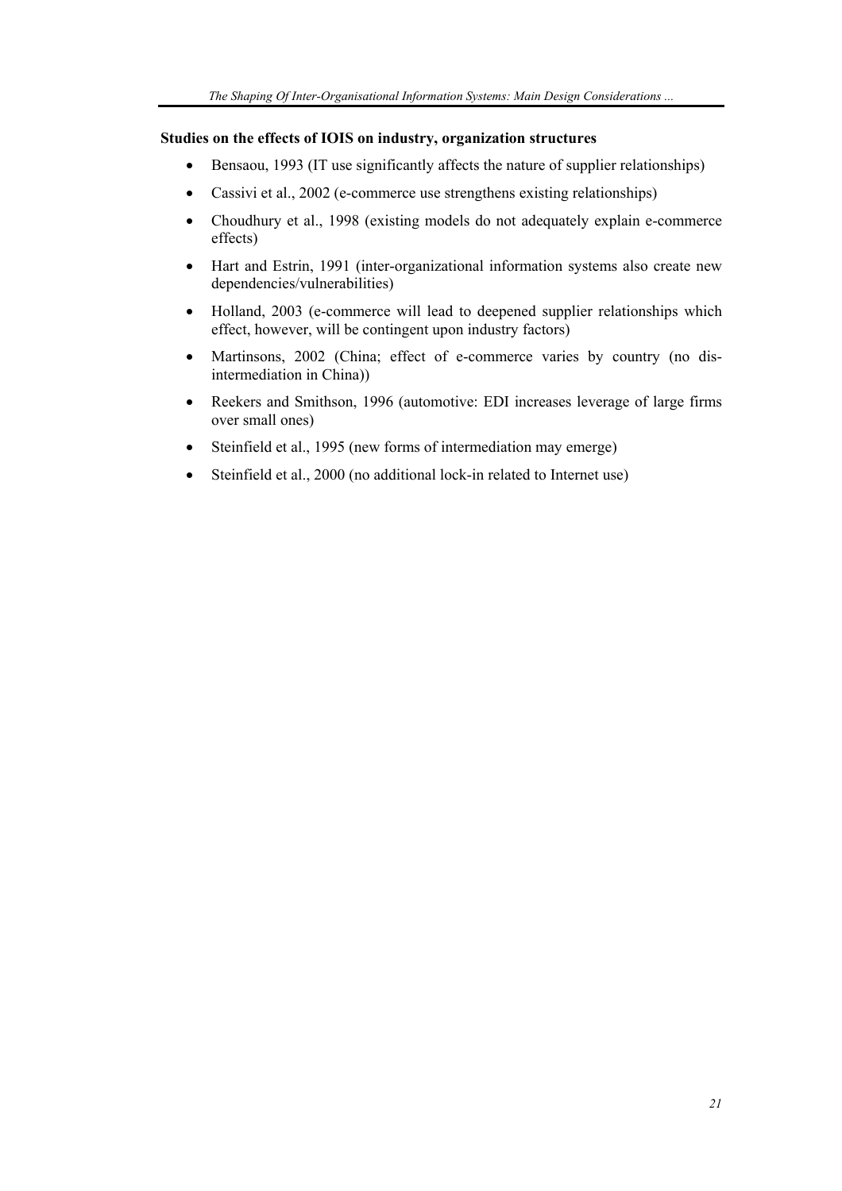**Studies on the effects of IOIS on industry, organization structures**

- Bensaou, 1993 (IT use significantly affects the nature of supplier relationships)
- Cassivi et al., 2002 (e-commerce use strengthens existing relationships)
- Choudhury et al., 1998 (existing models do not adequately explain e-commerce effects)
- Hart and Estrin, 1991 (inter-organizational information systems also create new dependencies/vulnerabilities)
- Holland, 2003 (e-commerce will lead to deepened supplier relationships which effect, however, will be contingent upon industry factors)
- Martinsons, 2002 (China; effect of e-commerce varies by country (no dis-intermediation in China))
- Reekers and Smithson, 1996 (automotive: EDI increases leverage of large firms over small ones)
- Steinfield et al., 1995 (new forms of intermediation may emerge)
- Steinfield et al., 2000 (no additional lock-in related to Internet use)